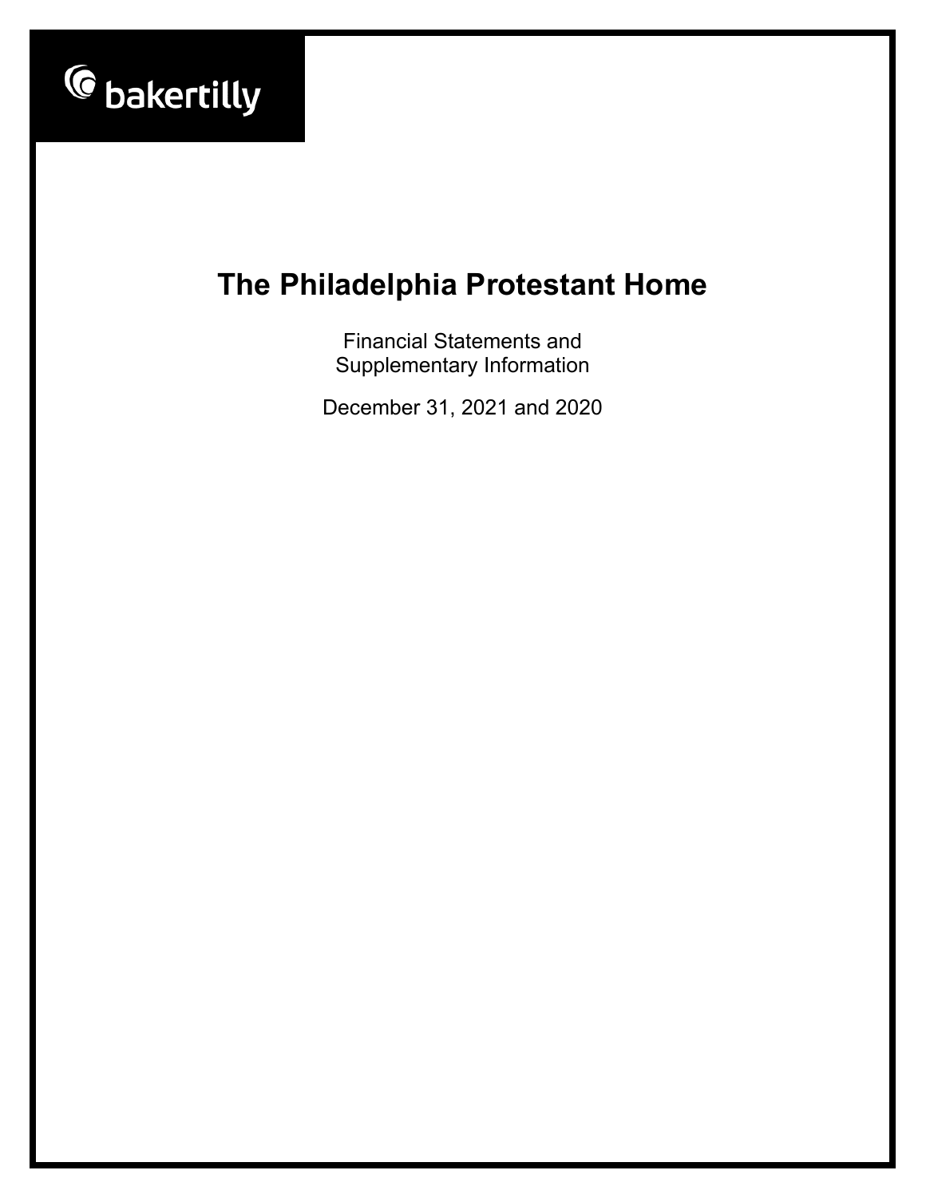bakertilly

# The Philadelphia Protestant Home

Financial Statements and
Supplementary Information

December 31, 2021 and 2020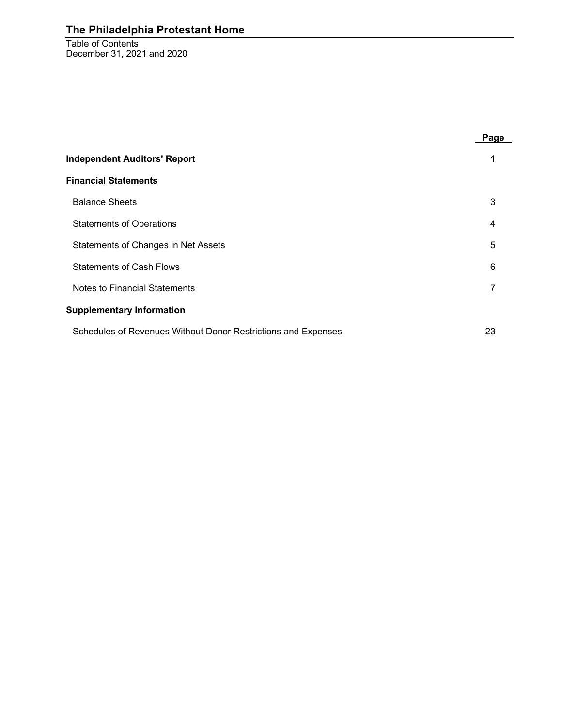# The Philadelphia Protestant Home

Table of Contents
December 31, 2021 and 2020

| | Page |
|---|---|
| **Independent Auditors' Report** | 1 |
| **Financial Statements** | |
| Balance Sheets | 3 |
| Statements of Operations | 4 |
| Statements of Changes in Net Assets | 5 |
| Statements of Cash Flows | 6 |
| Notes to Financial Statements | 7 |
| **Supplementary Information** | |
| Schedules of Revenues Without Donor Restrictions and Expenses | 23 |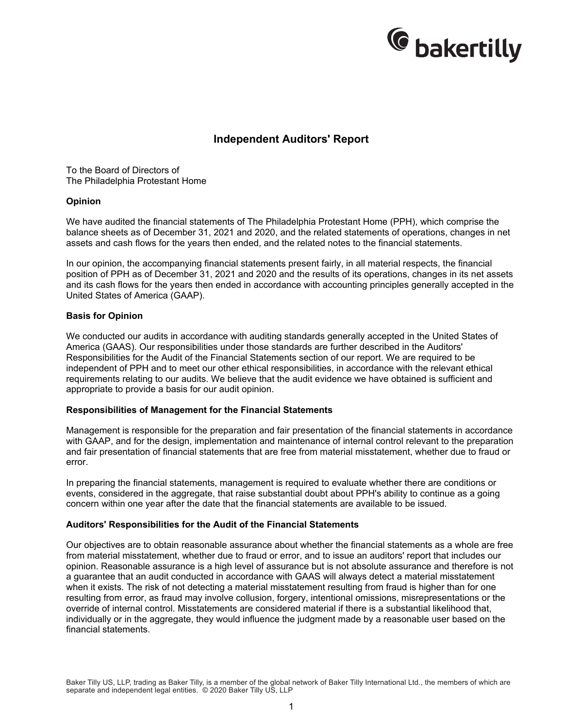# Independent Auditors' Report

To the Board of Directors of
The Philadelphia Protestant Home

**Opinion**

We have audited the financial statements of The Philadelphia Protestant Home (PPH), which comprise the balance sheets as of December 31, 2021 and 2020, and the related statements of operations, changes in net assets and cash flows for the years then ended, and the related notes to the financial statements.

In our opinion, the accompanying financial statements present fairly, in all material respects, the financial position of PPH as of December 31, 2021 and 2020 and the results of its operations, changes in its net assets and its cash flows for the years then ended in accordance with accounting principles generally accepted in the United States of America (GAAP).

**Basis for Opinion**

We conducted our audits in accordance with auditing standards generally accepted in the United States of America (GAAS). Our responsibilities under those standards are further described in the Auditors' Responsibilities for the Audit of the Financial Statements section of our report. We are required to be independent of PPH and to meet our other ethical responsibilities, in accordance with the relevant ethical requirements relating to our audits. We believe that the audit evidence we have obtained is sufficient and appropriate to provide a basis for our audit opinion.

**Responsibilities of Management for the Financial Statements**

Management is responsible for the preparation and fair presentation of the financial statements in accordance with GAAP, and for the design, implementation and maintenance of internal control relevant to the preparation and fair presentation of financial statements that are free from material misstatement, whether due to fraud or error.

In preparing the financial statements, management is required to evaluate whether there are conditions or events, considered in the aggregate, that raise substantial doubt about PPH's ability to continue as a going concern within one year after the date that the financial statements are available to be issued.

**Auditors' Responsibilities for the Audit of the Financial Statements**

Our objectives are to obtain reasonable assurance about whether the financial statements as a whole are free from material misstatement, whether due to fraud or error, and to issue an auditors' report that includes our opinion. Reasonable assurance is a high level of assurance but is not absolute assurance and therefore is not a guarantee that an audit conducted in accordance with GAAS will always detect a material misstatement when it exists. The risk of not detecting a material misstatement resulting from fraud is higher than for one resulting from error, as fraud may involve collusion, forgery, intentional omissions, misrepresentations or the override of internal control. Misstatements are considered material if there is a substantial likelihood that, individually or in the aggregate, they would influence the judgment made by a reasonable user based on the financial statements.

Baker Tilly US, LLP, trading as Baker Tilly, is a member of the global network of Baker Tilly International Ltd., the members of which are separate and independent legal entities. © 2020 Baker Tilly US, LLP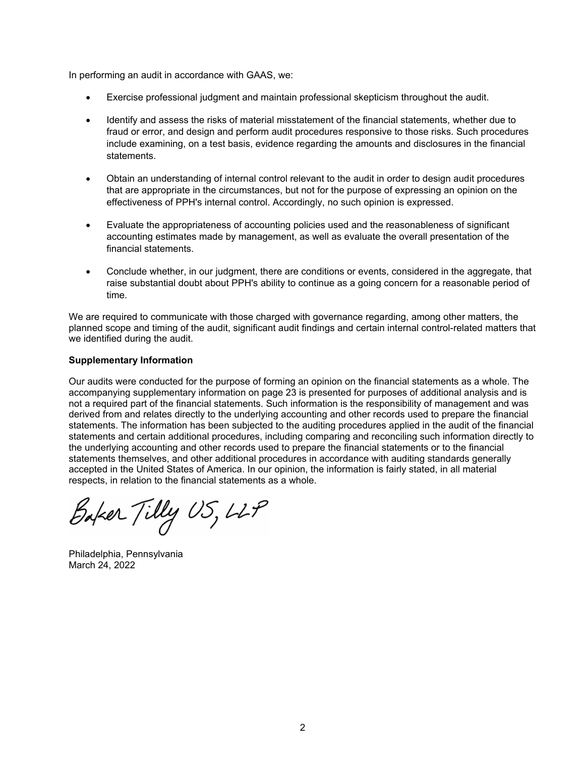In performing an audit in accordance with GAAS, we:

- Exercise professional judgment and maintain professional skepticism throughout the audit.
- Identify and assess the risks of material misstatement of the financial statements, whether due to fraud or error, and design and perform audit procedures responsive to those risks. Such procedures include examining, on a test basis, evidence regarding the amounts and disclosures in the financial statements.
- Obtain an understanding of internal control relevant to the audit in order to design audit procedures that are appropriate in the circumstances, but not for the purpose of expressing an opinion on the effectiveness of PPH's internal control. Accordingly, no such opinion is expressed.
- Evaluate the appropriateness of accounting policies used and the reasonableness of significant accounting estimates made by management, as well as evaluate the overall presentation of the financial statements.
- Conclude whether, in our judgment, there are conditions or events, considered in the aggregate, that raise substantial doubt about PPH's ability to continue as a going concern for a reasonable period of time.

We are required to communicate with those charged with governance regarding, among other matters, the planned scope and timing of the audit, significant audit findings and certain internal control-related matters that we identified during the audit.

**Supplementary Information**

Our audits were conducted for the purpose of forming an opinion on the financial statements as a whole. The accompanying supplementary information on page 23 is presented for purposes of additional analysis and is not a required part of the financial statements. Such information is the responsibility of management and was derived from and relates directly to the underlying accounting and other records used to prepare the financial statements. The information has been subjected to the auditing procedures applied in the audit of the financial statements and certain additional procedures, including comparing and reconciling such information directly to the underlying accounting and other records used to prepare the financial statements or to the financial statements themselves, and other additional procedures in accordance with auditing standards generally accepted in the United States of America. In our opinion, the information is fairly stated, in all material respects, in relation to the financial statements as a whole.

Baker Tilly US, LLP

Philadelphia, Pennsylvania
March 24, 2022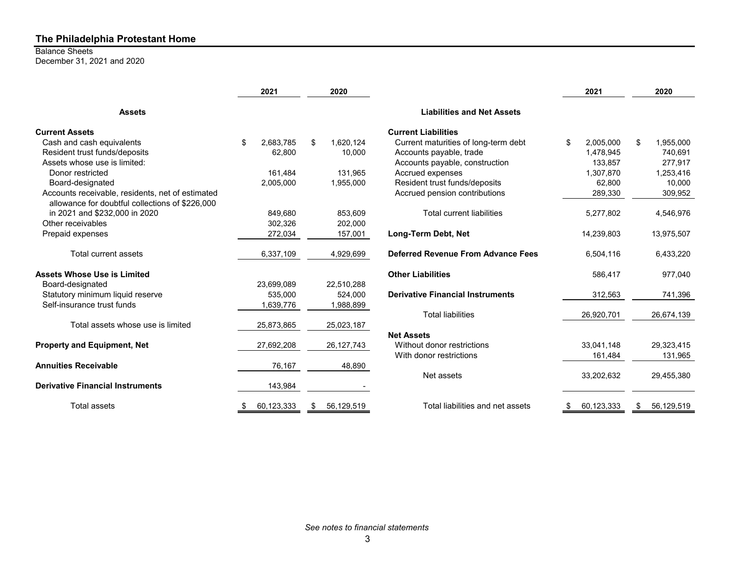# The Philadelphia Protestant Home

Balance Sheets
December 31, 2021 and 2020

| | 2021 | 2020 |
|---|---|---|
| **Assets** | | |
| **Current Assets** | | |
| Cash and cash equivalents | $ 2,683,785 | $ 1,620,124 |
| Resident trust funds/deposits | 62,800 | 10,000 |
| Assets whose use is limited: | | |
| Donor restricted | 161,484 | 131,965 |
| Board-designated | 2,005,000 | 1,955,000 |
| Accounts receivable, residents, net of estimated allowance for doubtful collections of $226,000 in 2021 and $232,000 in 2020 | 849,680 | 853,609 |
| Other receivables | 302,326 | 202,000 |
| Prepaid expenses | 272,034 | 157,001 |
| Total current assets | 6,337,109 | 4,929,699 |
| **Assets Whose Use is Limited** | | |
| Board-designated | 23,699,089 | 22,510,288 |
| Statutory minimum liquid reserve | 535,000 | 524,000 |
| Self-insurance trust funds | 1,639,776 | 1,988,899 |
| Total assets whose use is limited | 25,873,865 | 25,023,187 |
| **Property and Equipment, Net** | 27,692,208 | 26,127,743 |
| **Annuities Receivable** | 76,167 | 48,890 |
| **Derivative Financial Instruments** | 143,984 | - |
| Total assets | $ 60,123,333 | $ 56,129,519 |

| | 2021 | 2020 |
|---|---|---|
| **Liabilities and Net Assets** | | |
| **Current Liabilities** | | |
| Current maturities of long-term debt | $ 2,005,000 | $ 1,955,000 |
| Accounts payable, trade | 1,478,945 | 740,691 |
| Accounts payable, construction | 133,857 | 277,917 |
| Accrued expenses | 1,307,870 | 1,253,416 |
| Resident trust funds/deposits | 62,800 | 10,000 |
| Accrued pension contributions | 289,330 | 309,952 |
| Total current liabilities | 5,277,802 | 4,546,976 |
| **Long-Term Debt, Net** | 14,239,803 | 13,975,507 |
| **Deferred Revenue From Advance Fees** | 6,504,116 | 6,433,220 |
| **Other Liabilities** | 586,417 | 977,040 |
| **Derivative Financial Instruments** | 312,563 | 741,396 |
| Total liabilities | 26,920,701 | 26,674,139 |
| **Net Assets** | | |
| Without donor restrictions | 33,041,148 | 29,323,415 |
| With donor restrictions | 161,484 | 131,965 |
| Net assets | 33,202,632 | 29,455,380 |
| Total liabilities and net assets | $ 60,123,333 | $ 56,129,519 |

*See notes to financial statements*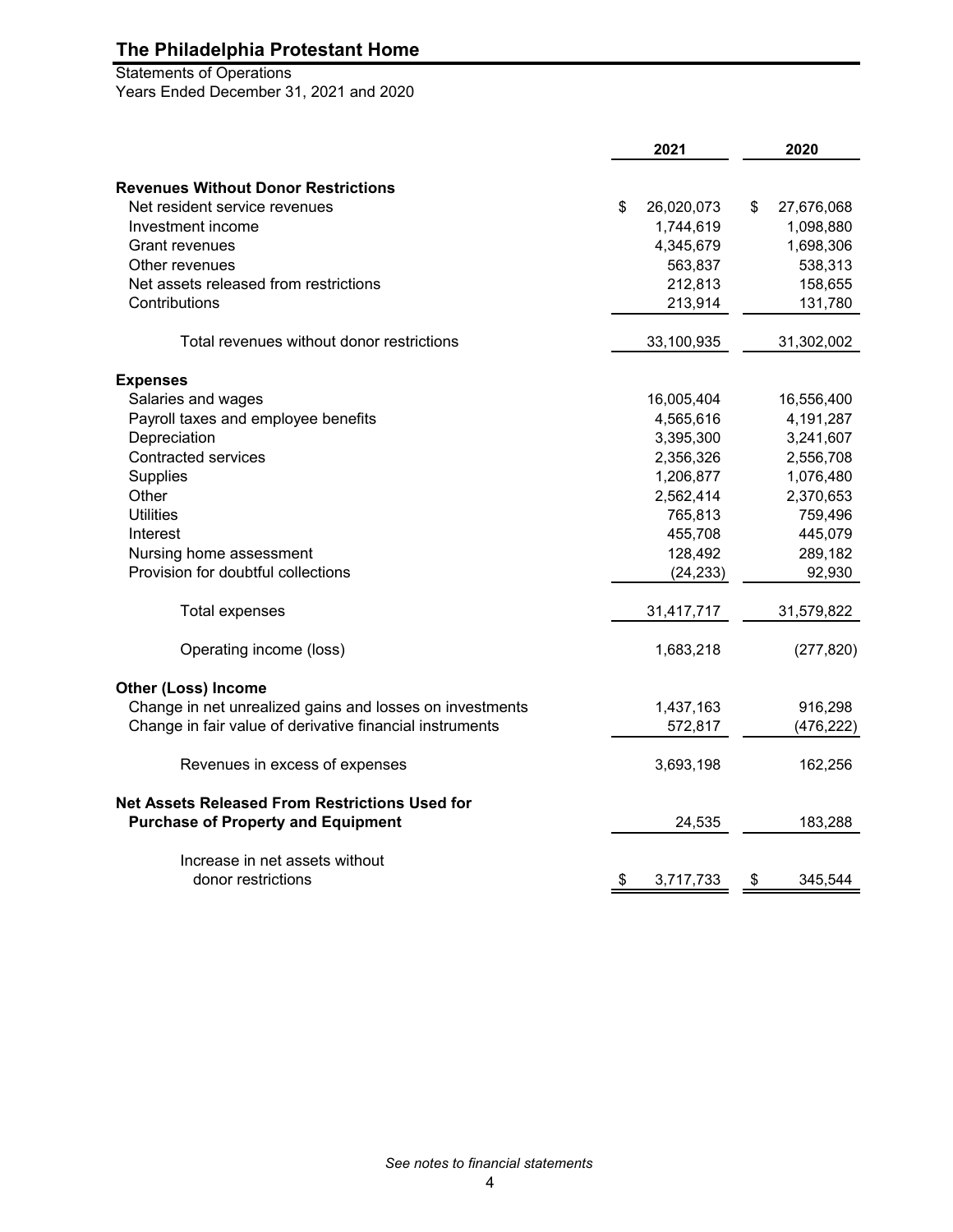# The Philadelphia Protestant Home

Statements of Operations
Years Ended December 31, 2021 and 2020

| | 2021 | 2020 |
|---|---|---|
| **Revenues Without Donor Restrictions** | | |
| Net resident service revenues | $ 26,020,073 | $ 27,676,068 |
| Investment income | 1,744,619 | 1,098,880 |
| Grant revenues | 4,345,679 | 1,698,306 |
| Other revenues | 563,837 | 538,313 |
| Net assets released from restrictions | 212,813 | 158,655 |
| Contributions | 213,914 | 131,780 |
| Total revenues without donor restrictions | 33,100,935 | 31,302,002 |
| **Expenses** | | |
| Salaries and wages | 16,005,404 | 16,556,400 |
| Payroll taxes and employee benefits | 4,565,616 | 4,191,287 |
| Depreciation | 3,395,300 | 3,241,607 |
| Contracted services | 2,356,326 | 2,556,708 |
| Supplies | 1,206,877 | 1,076,480 |
| Other | 2,562,414 | 2,370,653 |
| Utilities | 765,813 | 759,496 |
| Interest | 455,708 | 445,079 |
| Nursing home assessment | 128,492 | 289,182 |
| Provision for doubtful collections | (24,233) | 92,930 |
| Total expenses | 31,417,717 | 31,579,822 |
| Operating income (loss) | 1,683,218 | (277,820) |
| **Other (Loss) Income** | | |
| Change in net unrealized gains and losses on investments | 1,437,163 | 916,298 |
| Change in fair value of derivative financial instruments | 572,817 | (476,222) |
| Revenues in excess of expenses | 3,693,198 | 162,256 |
| **Net Assets Released From Restrictions Used for Purchase of Property and Equipment** | 24,535 | 183,288 |
| Increase in net assets without donor restrictions | $ 3,717,733 | $ 345,544 |

*See notes to financial statements*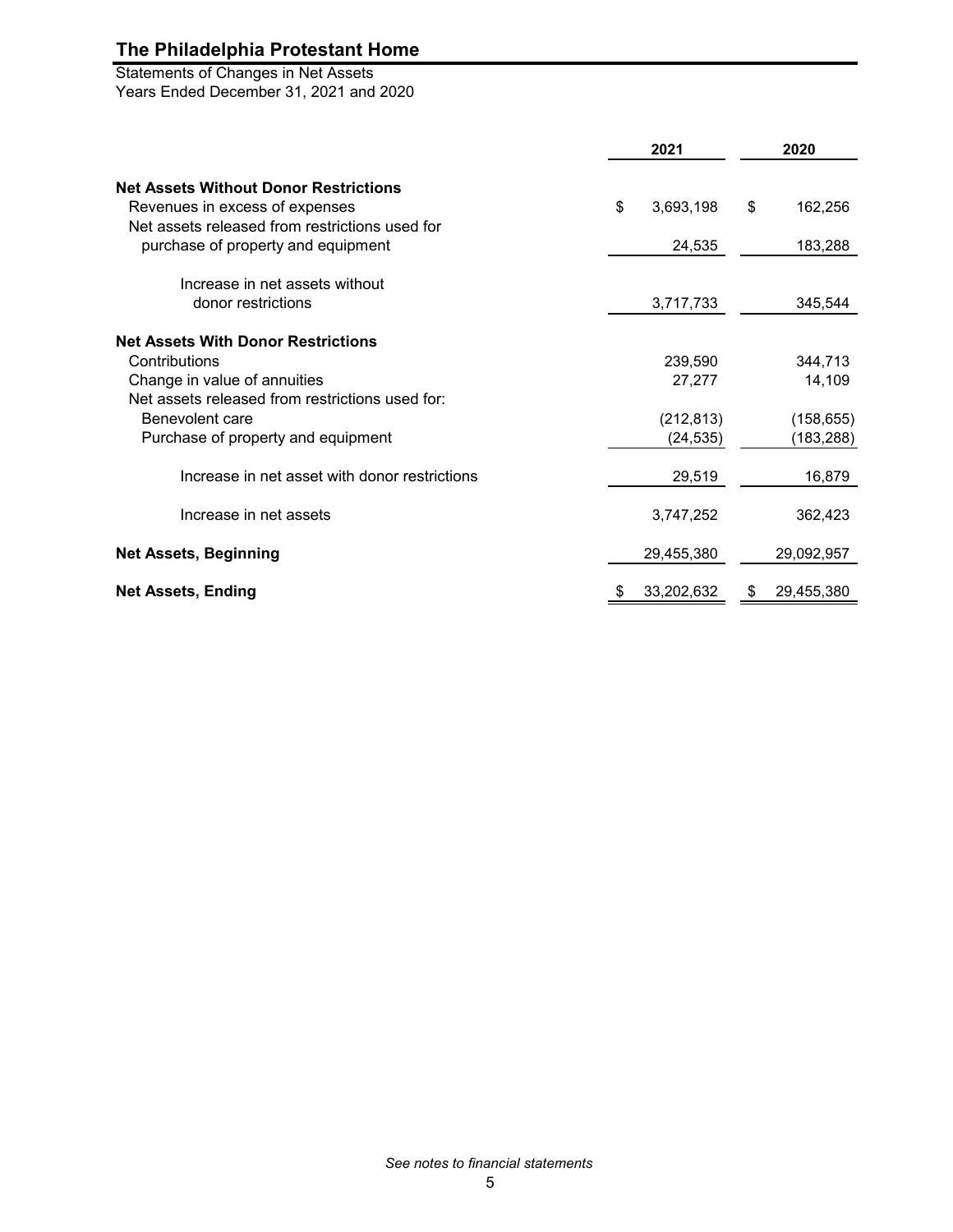# The Philadelphia Protestant Home

Statements of Changes in Net Assets
Years Ended December 31, 2021 and 2020

| | 2021 | 2020 |
|---|---|---|
| **Net Assets Without Donor Restrictions** | | |
| Revenues in excess of expenses | $ 3,693,198 | $ 162,256 |
| Net assets released from restrictions used for purchase of property and equipment | 24,535 | 183,288 |
| Increase in net assets without donor restrictions | 3,717,733 | 345,544 |
| **Net Assets With Donor Restrictions** | | |
| Contributions | 239,590 | 344,713 |
| Change in value of annuities | 27,277 | 14,109 |
| Net assets released from restrictions used for: | | |
| Benevolent care | (212,813) | (158,655) |
| Purchase of property and equipment | (24,535) | (183,288) |
| Increase in net asset with donor restrictions | 29,519 | 16,879 |
| Increase in net assets | 3,747,252 | 362,423 |
| **Net Assets, Beginning** | 29,455,380 | 29,092,957 |
| **Net Assets, Ending** | $ 33,202,632 | $ 29,455,380 |

*See notes to financial statements*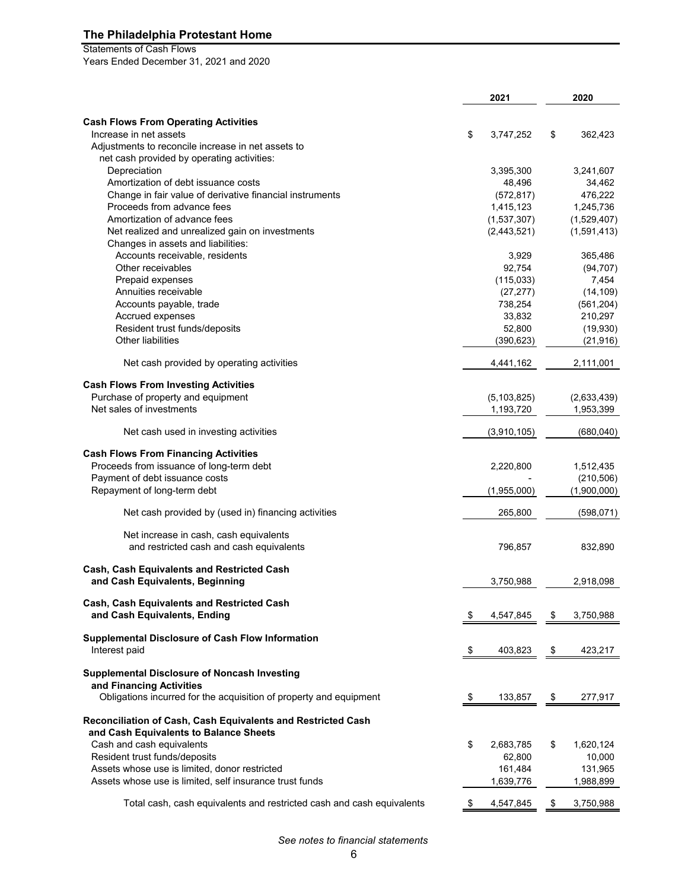**The Philadelphia Protestant Home**

Statements of Cash Flows
Years Ended December 31, 2021 and 2020

| | 2021 | 2020 |
|---|---|---|
| **Cash Flows From Operating Activities** | | |
| Increase in net assets | $ 3,747,252 | $ 362,423 |
| Adjustments to reconcile increase in net assets to net cash provided by operating activities: | | |
| Depreciation | 3,395,300 | 3,241,607 |
| Amortization of debt issuance costs | 48,496 | 34,462 |
| Change in fair value of derivative financial instruments | (572,817) | 476,222 |
| Proceeds from advance fees | 1,415,123 | 1,245,736 |
| Amortization of advance fees | (1,537,307) | (1,529,407) |
| Net realized and unrealized gain on investments | (2,443,521) | (1,591,413) |
| Changes in assets and liabilities: | | |
| Accounts receivable, residents | 3,929 | 365,486 |
| Other receivables | 92,754 | (94,707) |
| Prepaid expenses | (115,033) | 7,454 |
| Annuities receivable | (27,277) | (14,109) |
| Accounts payable, trade | 738,254 | (561,204) |
| Accrued expenses | 33,832 | 210,297 |
| Resident trust funds/deposits | 52,800 | (19,930) |
| Other liabilities | (390,623) | (21,916) |
| Net cash provided by operating activities | 4,441,162 | 2,111,001 |
| **Cash Flows From Investing Activities** | | |
| Purchase of property and equipment | (5,103,825) | (2,633,439) |
| Net sales of investments | 1,193,720 | 1,953,399 |
| Net cash used in investing activities | (3,910,105) | (680,040) |
| **Cash Flows From Financing Activities** | | |
| Proceeds from issuance of long-term debt | 2,220,800 | 1,512,435 |
| Payment of debt issuance costs | - | (210,506) |
| Repayment of long-term debt | (1,955,000) | (1,900,000) |
| Net cash provided by (used in) financing activities | 265,800 | (598,071) |
| Net increase in cash, cash equivalents and restricted cash and cash equivalents | 796,857 | 832,890 |
| **Cash, Cash Equivalents and Restricted Cash and Cash Equivalents, Beginning** | 3,750,988 | 2,918,098 |
| **Cash, Cash Equivalents and Restricted Cash and Cash Equivalents, Ending** | $ 4,547,845 | $ 3,750,988 |
| **Supplemental Disclosure of Cash Flow Information** | | |
| Interest paid | $ 403,823 | $ 423,217 |
| **Supplemental Disclosure of Noncash Investing and Financing Activities** | | |
| Obligations incurred for the acquisition of property and equipment | $ 133,857 | $ 277,917 |
| **Reconciliation of Cash, Cash Equivalents and Restricted Cash and Cash Equivalents to Balance Sheets** | | |
| Cash and cash equivalents | $ 2,683,785 | $ 1,620,124 |
| Resident trust funds/deposits | 62,800 | 10,000 |
| Assets whose use is limited, donor restricted | 161,484 | 131,965 |
| Assets whose use is limited, self insurance trust funds | 1,639,776 | 1,988,899 |
| Total cash, cash equivalents and restricted cash and cash equivalents | $ 4,547,845 | $ 3,750,988 |

*See notes to financial statements*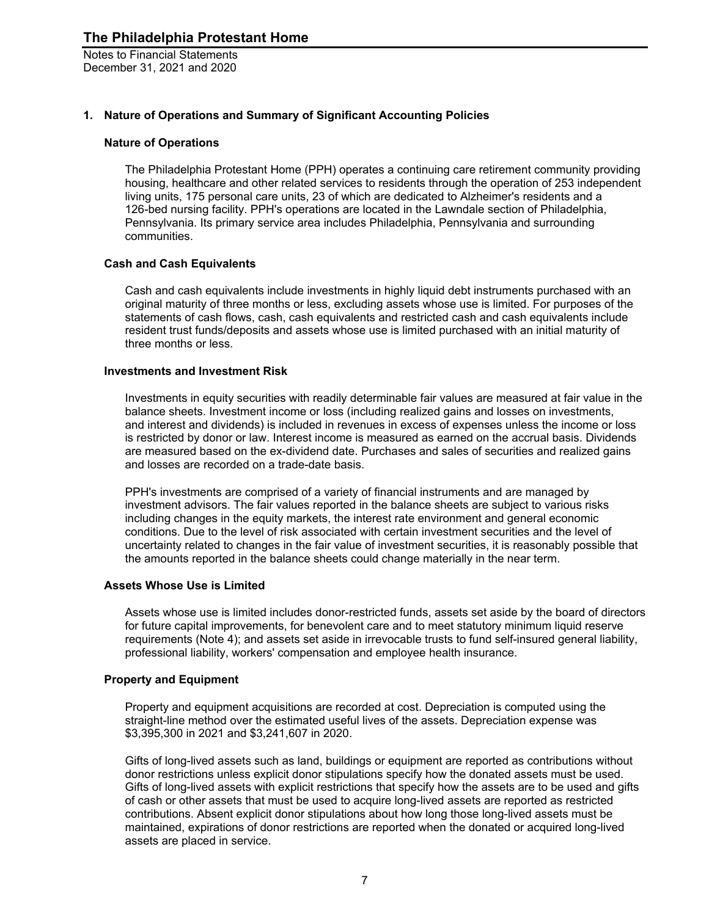# The Philadelphia Protestant Home

Notes to Financial Statements
December 31, 2021 and 2020

## 1. Nature of Operations and Summary of Significant Accounting Policies

### Nature of Operations

The Philadelphia Protestant Home (PPH) operates a continuing care retirement community providing housing, healthcare and other related services to residents through the operation of 253 independent living units, 175 personal care units, 23 of which are dedicated to Alzheimer's residents and a 126-bed nursing facility. PPH's operations are located in the Lawndale section of Philadelphia, Pennsylvania. Its primary service area includes Philadelphia, Pennsylvania and surrounding communities.

### Cash and Cash Equivalents

Cash and cash equivalents include investments in highly liquid debt instruments purchased with an original maturity of three months or less, excluding assets whose use is limited. For purposes of the statements of cash flows, cash, cash equivalents and restricted cash and cash equivalents include resident trust funds/deposits and assets whose use is limited purchased with an initial maturity of three months or less.

### Investments and Investment Risk

Investments in equity securities with readily determinable fair values are measured at fair value in the balance sheets. Investment income or loss (including realized gains and losses on investments, and interest and dividends) is included in revenues in excess of expenses unless the income or loss is restricted by donor or law. Interest income is measured as earned on the accrual basis. Dividends are measured based on the ex-dividend date. Purchases and sales of securities and realized gains and losses are recorded on a trade-date basis.

PPH's investments are comprised of a variety of financial instruments and are managed by investment advisors. The fair values reported in the balance sheets are subject to various risks including changes in the equity markets, the interest rate environment and general economic conditions. Due to the level of risk associated with certain investment securities and the level of uncertainty related to changes in the fair value of investment securities, it is reasonably possible that the amounts reported in the balance sheets could change materially in the near term.

### Assets Whose Use is Limited

Assets whose use is limited includes donor-restricted funds, assets set aside by the board of directors for future capital improvements, for benevolent care and to meet statutory minimum liquid reserve requirements (Note 4); and assets set aside in irrevocable trusts to fund self-insured general liability, professional liability, workers' compensation and employee health insurance.

### Property and Equipment

Property and equipment acquisitions are recorded at cost. Depreciation is computed using the straight-line method over the estimated useful lives of the assets. Depreciation expense was $3,395,300 in 2021 and $3,241,607 in 2020.

Gifts of long-lived assets such as land, buildings or equipment are reported as contributions without donor restrictions unless explicit donor stipulations specify how the donated assets must be used. Gifts of long-lived assets with explicit restrictions that specify how the assets are to be used and gifts of cash or other assets that must be used to acquire long-lived assets are reported as restricted contributions. Absent explicit donor stipulations about how long those long-lived assets must be maintained, expirations of donor restrictions are reported when the donated or acquired long-lived assets are placed in service.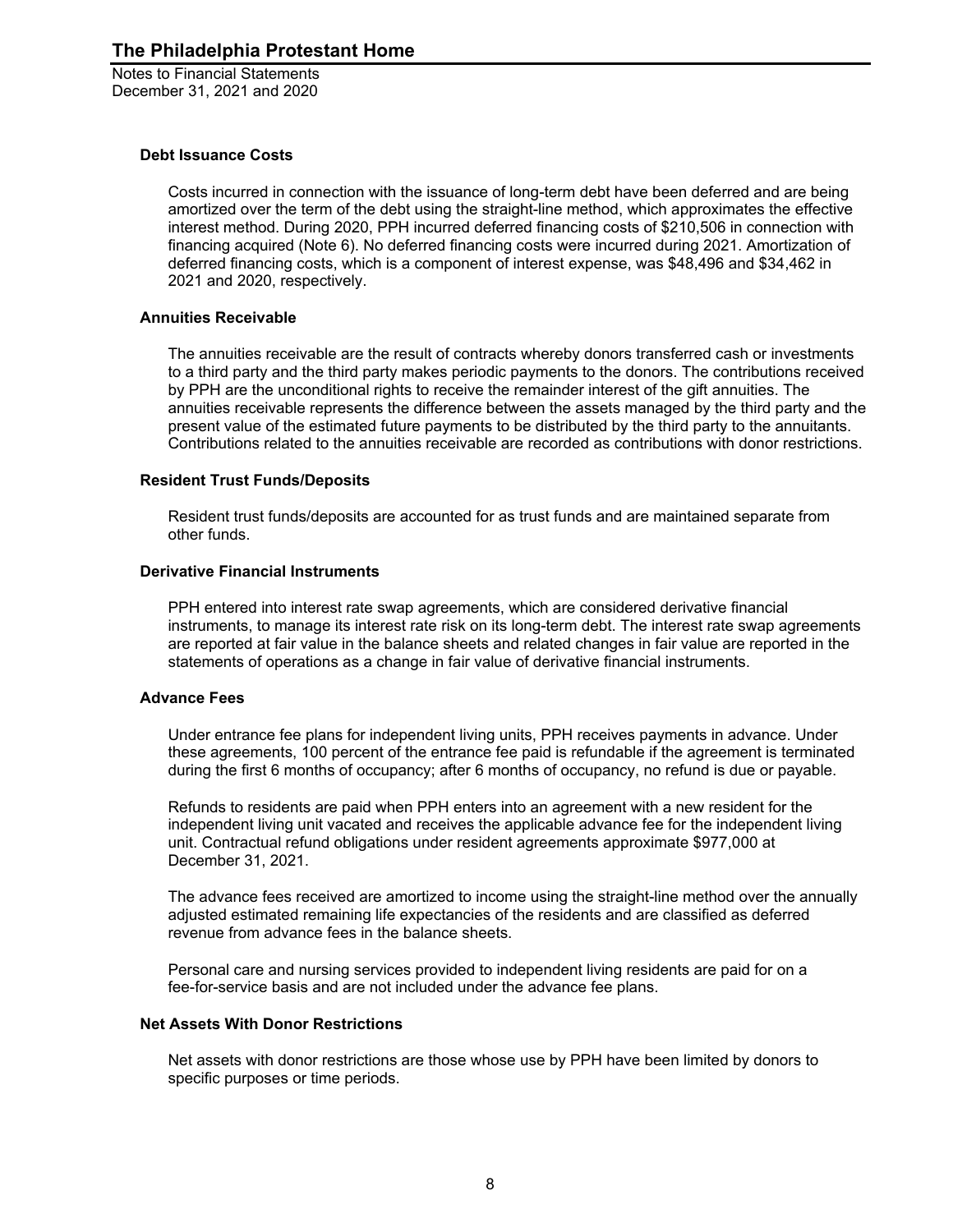### Debt Issuance Costs

Costs incurred in connection with the issuance of long-term debt have been deferred and are being amortized over the term of the debt using the straight-line method, which approximates the effective interest method. During 2020, PPH incurred deferred financing costs of $210,506 in connection with financing acquired (Note 6). No deferred financing costs were incurred during 2021. Amortization of deferred financing costs, which is a component of interest expense, was $48,496 and $34,462 in 2021 and 2020, respectively.

### Annuities Receivable

The annuities receivable are the result of contracts whereby donors transferred cash or investments to a third party and the third party makes periodic payments to the donors. The contributions received by PPH are the unconditional rights to receive the remainder interest of the gift annuities. The annuities receivable represents the difference between the assets managed by the third party and the present value of the estimated future payments to be distributed by the third party to the annuitants. Contributions related to the annuities receivable are recorded as contributions with donor restrictions.

### Resident Trust Funds/Deposits

Resident trust funds/deposits are accounted for as trust funds and are maintained separate from other funds.

### Derivative Financial Instruments

PPH entered into interest rate swap agreements, which are considered derivative financial instruments, to manage its interest rate risk on its long-term debt. The interest rate swap agreements are reported at fair value in the balance sheets and related changes in fair value are reported in the statements of operations as a change in fair value of derivative financial instruments.

### Advance Fees

Under entrance fee plans for independent living units, PPH receives payments in advance. Under these agreements, 100 percent of the entrance fee paid is refundable if the agreement is terminated during the first 6 months of occupancy; after 6 months of occupancy, no refund is due or payable.

Refunds to residents are paid when PPH enters into an agreement with a new resident for the independent living unit vacated and receives the applicable advance fee for the independent living unit. Contractual refund obligations under resident agreements approximate $977,000 at December 31, 2021.

The advance fees received are amortized to income using the straight-line method over the annually adjusted estimated remaining life expectancies of the residents and are classified as deferred revenue from advance fees in the balance sheets.

Personal care and nursing services provided to independent living residents are paid for on a fee-for-service basis and are not included under the advance fee plans.

### Net Assets With Donor Restrictions

Net assets with donor restrictions are those whose use by PPH have been limited by donors to specific purposes or time periods.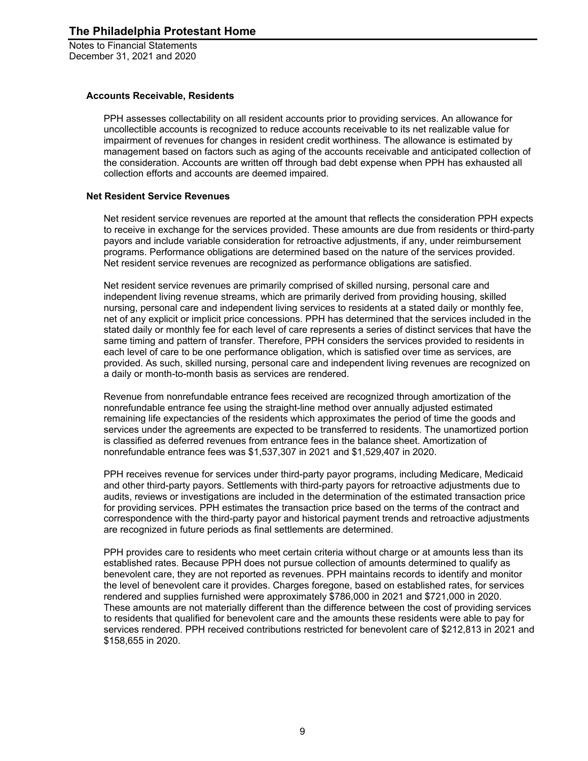### Accounts Receivable, Residents

PPH assesses collectability on all resident accounts prior to providing services. An allowance for uncollectible accounts is recognized to reduce accounts receivable to its net realizable value for impairment of revenues for changes in resident credit worthiness. The allowance is estimated by management based on factors such as aging of the accounts receivable and anticipated collection of the consideration. Accounts are written off through bad debt expense when PPH has exhausted all collection efforts and accounts are deemed impaired.

### Net Resident Service Revenues

Net resident service revenues are reported at the amount that reflects the consideration PPH expects to receive in exchange for the services provided. These amounts are due from residents or third-party payors and include variable consideration for retroactive adjustments, if any, under reimbursement programs. Performance obligations are determined based on the nature of the services provided. Net resident service revenues are recognized as performance obligations are satisfied.

Net resident service revenues are primarily comprised of skilled nursing, personal care and independent living revenue streams, which are primarily derived from providing housing, skilled nursing, personal care and independent living services to residents at a stated daily or monthly fee, net of any explicit or implicit price concessions. PPH has determined that the services included in the stated daily or monthly fee for each level of care represents a series of distinct services that have the same timing and pattern of transfer. Therefore, PPH considers the services provided to residents in each level of care to be one performance obligation, which is satisfied over time as services, are provided. As such, skilled nursing, personal care and independent living revenues are recognized on a daily or month-to-month basis as services are rendered.

Revenue from nonrefundable entrance fees received are recognized through amortization of the nonrefundable entrance fee using the straight-line method over annually adjusted estimated remaining life expectancies of the residents which approximates the period of time the goods and services under the agreements are expected to be transferred to residents. The unamortized portion is classified as deferred revenues from entrance fees in the balance sheet. Amortization of nonrefundable entrance fees was $1,537,307 in 2021 and $1,529,407 in 2020.

PPH receives revenue for services under third-party payor programs, including Medicare, Medicaid and other third-party payors. Settlements with third-party payors for retroactive adjustments due to audits, reviews or investigations are included in the determination of the estimated transaction price for providing services. PPH estimates the transaction price based on the terms of the contract and correspondence with the third-party payor and historical payment trends and retroactive adjustments are recognized in future periods as final settlements are determined.

PPH provides care to residents who meet certain criteria without charge or at amounts less than its established rates. Because PPH does not pursue collection of amounts determined to qualify as benevolent care, they are not reported as revenues. PPH maintains records to identify and monitor the level of benevolent care it provides. Charges foregone, based on established rates, for services rendered and supplies furnished were approximately $786,000 in 2021 and $721,000 in 2020. These amounts are not materially different than the difference between the cost of providing services to residents that qualified for benevolent care and the amounts these residents were able to pay for services rendered. PPH received contributions restricted for benevolent care of $212,813 in 2021 and $158,655 in 2020.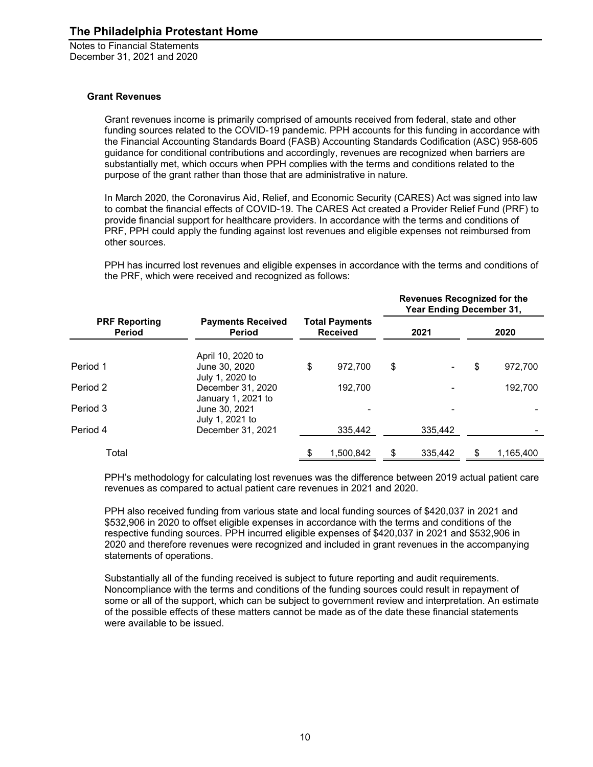#### Grant Revenues

Grant revenues income is primarily comprised of amounts received from federal, state and other funding sources related to the COVID-19 pandemic. PPH accounts for this funding in accordance with the Financial Accounting Standards Board (FASB) Accounting Standards Codification (ASC) 958-605 guidance for conditional contributions and accordingly, revenues are recognized when barriers are substantially met, which occurs when PPH complies with the terms and conditions related to the purpose of the grant rather than those that are administrative in nature.

In March 2020, the Coronavirus Aid, Relief, and Economic Security (CARES) Act was signed into law to combat the financial effects of COVID-19. The CARES Act created a Provider Relief Fund (PRF) to provide financial support for healthcare providers. In accordance with the terms and conditions of PRF, PPH could apply the funding against lost revenues and eligible expenses not reimbursed from other sources.

PPH has incurred lost revenues and eligible expenses in accordance with the terms and conditions of the PRF, which were received and recognized as follows:

| PRF Reporting Period | Payments Received Period | Total Payments Received | Revenues Recognized for the Year Ending December 31, 2021 | 2020 |
|---|---|---|---|---|
| Period 1 | April 10, 2020 to June 30, 2020 | $ 972,700 | $ - | $ 972,700 |
| Period 2 | July 1, 2020 to December 31, 2020 | 192,700 | - | 192,700 |
| Period 3 | January 1, 2021 to June 30, 2021 | - | - | - |
| Period 4 | July 1, 2021 to December 31, 2021 | 335,442 | 335,442 | - |
| Total | | $ 1,500,842 | $ 335,442 | $ 1,165,400 |

PPH's methodology for calculating lost revenues was the difference between 2019 actual patient care revenues as compared to actual patient care revenues in 2021 and 2020.

PPH also received funding from various state and local funding sources of $420,037 in 2021 and $532,906 in 2020 to offset eligible expenses in accordance with the terms and conditions of the respective funding sources. PPH incurred eligible expenses of $420,037 in 2021 and $532,906 in 2020 and therefore revenues were recognized and included in grant revenues in the accompanying statements of operations.

Substantially all of the funding received is subject to future reporting and audit requirements. Noncompliance with the terms and conditions of the funding sources could result in repayment of some or all of the support, which can be subject to government review and interpretation. An estimate of the possible effects of these matters cannot be made as of the date these financial statements were available to be issued.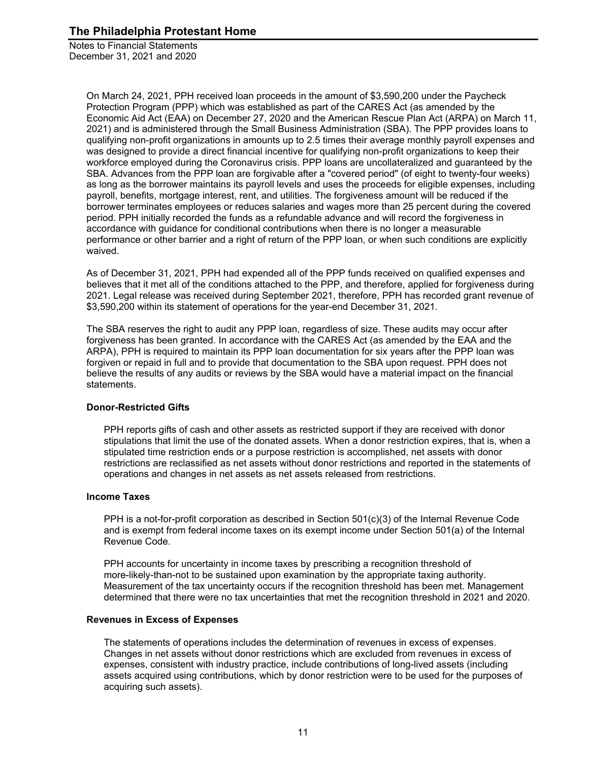On March 24, 2021, PPH received loan proceeds in the amount of $3,590,200 under the Paycheck Protection Program (PPP) which was established as part of the CARES Act (as amended by the Economic Aid Act (EAA) on December 27, 2020 and the American Rescue Plan Act (ARPA) on March 11, 2021) and is administered through the Small Business Administration (SBA). The PPP provides loans to qualifying non-profit organizations in amounts up to 2.5 times their average monthly payroll expenses and was designed to provide a direct financial incentive for qualifying non-profit organizations to keep their workforce employed during the Coronavirus crisis. PPP loans are uncollateralized and guaranteed by the SBA. Advances from the PPP loan are forgivable after a "covered period" (of eight to twenty-four weeks) as long as the borrower maintains its payroll levels and uses the proceeds for eligible expenses, including payroll, benefits, mortgage interest, rent, and utilities. The forgiveness amount will be reduced if the borrower terminates employees or reduces salaries and wages more than 25 percent during the covered period. PPH initially recorded the funds as a refundable advance and will record the forgiveness in accordance with guidance for conditional contributions when there is no longer a measurable performance or other barrier and a right of return of the PPP loan, or when such conditions are explicitly waived.

As of December 31, 2021, PPH had expended all of the PPP funds received on qualified expenses and believes that it met all of the conditions attached to the PPP, and therefore, applied for forgiveness during 2021. Legal release was received during September 2021, therefore, PPH has recorded grant revenue of $3,590,200 within its statement of operations for the year-end December 31, 2021.

The SBA reserves the right to audit any PPP loan, regardless of size. These audits may occur after forgiveness has been granted. In accordance with the CARES Act (as amended by the EAA and the ARPA), PPH is required to maintain its PPP loan documentation for six years after the PPP loan was forgiven or repaid in full and to provide that documentation to the SBA upon request. PPH does not believe the results of any audits or reviews by the SBA would have a material impact on the financial statements.

### Donor-Restricted Gifts

PPH reports gifts of cash and other assets as restricted support if they are received with donor stipulations that limit the use of the donated assets. When a donor restriction expires, that is, when a stipulated time restriction ends or a purpose restriction is accomplished, net assets with donor restrictions are reclassified as net assets without donor restrictions and reported in the statements of operations and changes in net assets as net assets released from restrictions.

### Income Taxes

PPH is a not-for-profit corporation as described in Section 501(c)(3) of the Internal Revenue Code and is exempt from federal income taxes on its exempt income under Section 501(a) of the Internal Revenue Code.

PPH accounts for uncertainty in income taxes by prescribing a recognition threshold of more-likely-than-not to be sustained upon examination by the appropriate taxing authority. Measurement of the tax uncertainty occurs if the recognition threshold has been met. Management determined that there were no tax uncertainties that met the recognition threshold in 2021 and 2020.

### Revenues in Excess of Expenses

The statements of operations includes the determination of revenues in excess of expenses. Changes in net assets without donor restrictions which are excluded from revenues in excess of expenses, consistent with industry practice, include contributions of long-lived assets (including assets acquired using contributions, which by donor restriction were to be used for the purposes of acquiring such assets).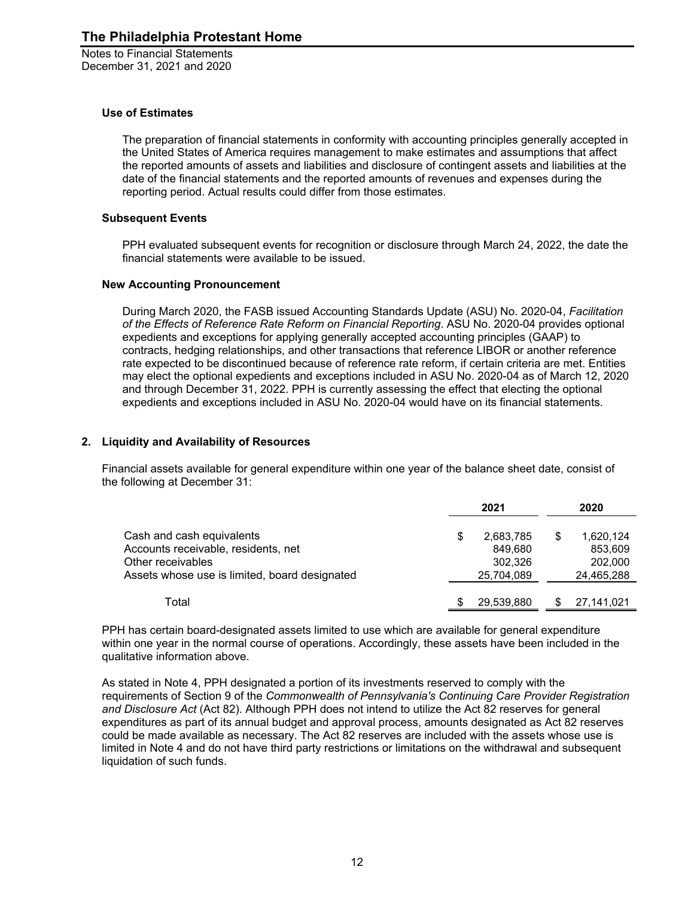### Use of Estimates

The preparation of financial statements in conformity with accounting principles generally accepted in the United States of America requires management to make estimates and assumptions that affect the reported amounts of assets and liabilities and disclosure of contingent assets and liabilities at the date of the financial statements and the reported amounts of revenues and expenses during the reporting period. Actual results could differ from those estimates.

### Subsequent Events

PPH evaluated subsequent events for recognition or disclosure through March 24, 2022, the date the financial statements were available to be issued.

### New Accounting Pronouncement

During March 2020, the FASB issued Accounting Standards Update (ASU) No. 2020-04, *Facilitation of the Effects of Reference Rate Reform on Financial Reporting*. ASU No. 2020-04 provides optional expedients and exceptions for applying generally accepted accounting principles (GAAP) to contracts, hedging relationships, and other transactions that reference LIBOR or another reference rate expected to be discontinued because of reference rate reform, if certain criteria are met. Entities may elect the optional expedients and exceptions included in ASU No. 2020-04 as of March 12, 2020 and through December 31, 2022. PPH is currently assessing the effect that electing the optional expedients and exceptions included in ASU No. 2020-04 would have on its financial statements.

## 2. Liquidity and Availability of Resources

Financial assets available for general expenditure within one year of the balance sheet date, consist of the following at December 31:

| | 2021 | 2020 |
|---|---|---|
| Cash and cash equivalents | $ 2,683,785 | $ 1,620,124 |
| Accounts receivable, residents, net | 849,680 | 853,609 |
| Other receivables | 302,326 | 202,000 |
| Assets whose use is limited, board designated | 25,704,089 | 24,465,288 |
| Total | $ 29,539,880 | $ 27,141,021 |

PPH has certain board-designated assets limited to use which are available for general expenditure within one year in the normal course of operations. Accordingly, these assets have been included in the qualitative information above.

As stated in Note 4, PPH designated a portion of its investments reserved to comply with the requirements of Section 9 of the *Commonwealth of Pennsylvania's Continuing Care Provider Registration and Disclosure Act* (Act 82). Although PPH does not intend to utilize the Act 82 reserves for general expenditures as part of its annual budget and approval process, amounts designated as Act 82 reserves could be made available as necessary. The Act 82 reserves are included with the assets whose use is limited in Note 4 and do not have third party restrictions or limitations on the withdrawal and subsequent liquidation of such funds.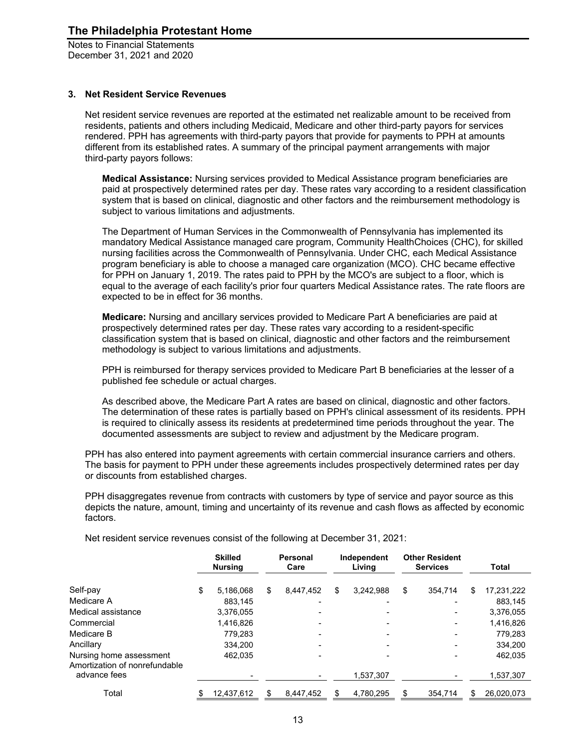### 3. Net Resident Service Revenues

Net resident service revenues are reported at the estimated net realizable amount to be received from residents, patients and others including Medicaid, Medicare and other third-party payors for services rendered. PPH has agreements with third-party payors that provide for payments to PPH at amounts different from its established rates. A summary of the principal payment arrangements with major third-party payors follows:

**Medical Assistance:** Nursing services provided to Medical Assistance program beneficiaries are paid at prospectively determined rates per day. These rates vary according to a resident classification system that is based on clinical, diagnostic and other factors and the reimbursement methodology is subject to various limitations and adjustments.

The Department of Human Services in the Commonwealth of Pennsylvania has implemented its mandatory Medical Assistance managed care program, Community HealthChoices (CHC), for skilled nursing facilities across the Commonwealth of Pennsylvania. Under CHC, each Medical Assistance program beneficiary is able to choose a managed care organization (MCO). CHC became effective for PPH on January 1, 2019. The rates paid to PPH by the MCO's are subject to a floor, which is equal to the average of each facility's prior four quarters Medical Assistance rates. The rate floors are expected to be in effect for 36 months.

**Medicare:** Nursing and ancillary services provided to Medicare Part A beneficiaries are paid at prospectively determined rates per day. These rates vary according to a resident-specific classification system that is based on clinical, diagnostic and other factors and the reimbursement methodology is subject to various limitations and adjustments.

PPH is reimbursed for therapy services provided to Medicare Part B beneficiaries at the lesser of a published fee schedule or actual charges.

As described above, the Medicare Part A rates are based on clinical, diagnostic and other factors. The determination of these rates is partially based on PPH's clinical assessment of its residents. PPH is required to clinically assess its residents at predetermined time periods throughout the year. The documented assessments are subject to review and adjustment by the Medicare program.

PPH has also entered into payment agreements with certain commercial insurance carriers and others. The basis for payment to PPH under these agreements includes prospectively determined rates per day or discounts from established charges.

PPH disaggregates revenue from contracts with customers by type of service and payor source as this depicts the nature, amount, timing and uncertainty of its revenue and cash flows as affected by economic factors.

Net resident service revenues consist of the following at December 31, 2021:

| | Skilled Nursing | Personal Care | Independent Living | Other Resident Services | Total |
|---|---|---|---|---|---|
| Self-pay | $ 5,186,068 | $ 8,447,452 | $ 3,242,988 | $ 354,714 | $ 17,231,222 |
| Medicare A | 883,145 | - | - | - | 883,145 |
| Medical assistance | 3,376,055 | - | - | - | 3,376,055 |
| Commercial | 1,416,826 | - | - | - | 1,416,826 |
| Medicare B | 779,283 | - | - | - | 779,283 |
| Ancillary | 334,200 | - | - | - | 334,200 |
| Nursing home assessment | 462,035 | - | - | - | 462,035 |
| Amortization of nonrefundable advance fees | - | - | 1,537,307 | - | 1,537,307 |
| Total | $ 12,437,612 | $ 8,447,452 | $ 4,780,295 | $ 354,714 | $ 26,020,073 |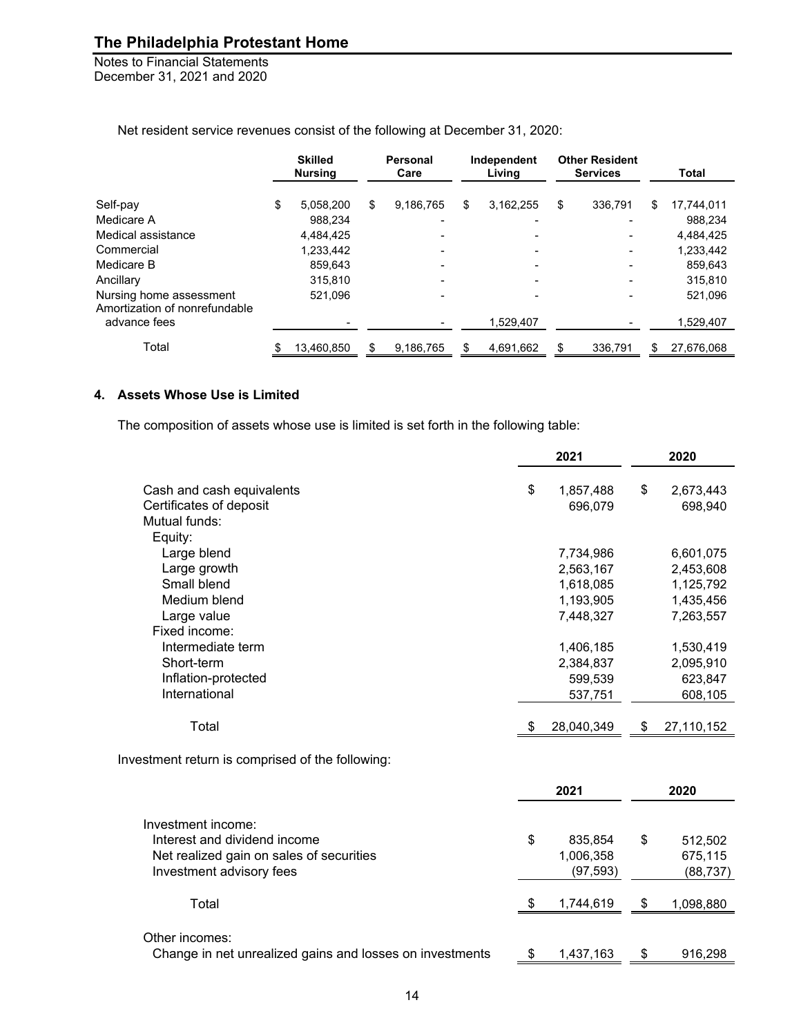Net resident service revenues consist of the following at December 31, 2020:

| | Skilled Nursing | Personal Care | Independent Living | Other Resident Services | Total |
|---|---|---|---|---|---|
| Self-pay | $ 5,058,200 | $ 9,186,765 | $ 3,162,255 | $ 336,791 | $ 17,744,011 |
| Medicare A | 988,234 | - | - | - | 988,234 |
| Medical assistance | 4,484,425 | - | - | - | 4,484,425 |
| Commercial | 1,233,442 | - | - | - | 1,233,442 |
| Medicare B | 859,643 | - | - | - | 859,643 |
| Ancillary | 315,810 | - | - | - | 315,810 |
| Nursing home assessment | 521,096 | - | - | - | 521,096 |
| Amortization of nonrefundable advance fees | - | - | 1,529,407 | - | 1,529,407 |
| Total | $ 13,460,850 | $ 9,186,765 | $ 4,691,662 | $ 336,791 | $ 27,676,068 |

## 4. Assets Whose Use is Limited

The composition of assets whose use is limited is set forth in the following table:

| | 2021 | 2020 |
|---|---|---|
| Cash and cash equivalents | $ 1,857,488 | $ 2,673,443 |
| Certificates of deposit | 696,079 | 698,940 |
| Mutual funds: | | |
| Equity: | | |
| Large blend | 7,734,986 | 6,601,075 |
| Large growth | 2,563,167 | 2,453,608 |
| Small blend | 1,618,085 | 1,125,792 |
| Medium blend | 1,193,905 | 1,435,456 |
| Large value | 7,448,327 | 7,263,557 |
| Fixed income: | | |
| Intermediate term | 1,406,185 | 1,530,419 |
| Short-term | 2,384,837 | 2,095,910 |
| Inflation-protected | 599,539 | 623,847 |
| International | 537,751 | 608,105 |
| Total | $ 28,040,349 | $ 27,110,152 |

Investment return is comprised of the following:

| | 2021 | 2020 |
|---|---|---|
| Investment income: | | |
| Interest and dividend income | $ 835,854 | $ 512,502 |
| Net realized gain on sales of securities | 1,006,358 | 675,115 |
| Investment advisory fees | (97,593) | (88,737) |
| Total | $ 1,744,619 | $ 1,098,880 |
| Other incomes: | | |
| Change in net unrealized gains and losses on investments | $ 1,437,163 | $ 916,298 |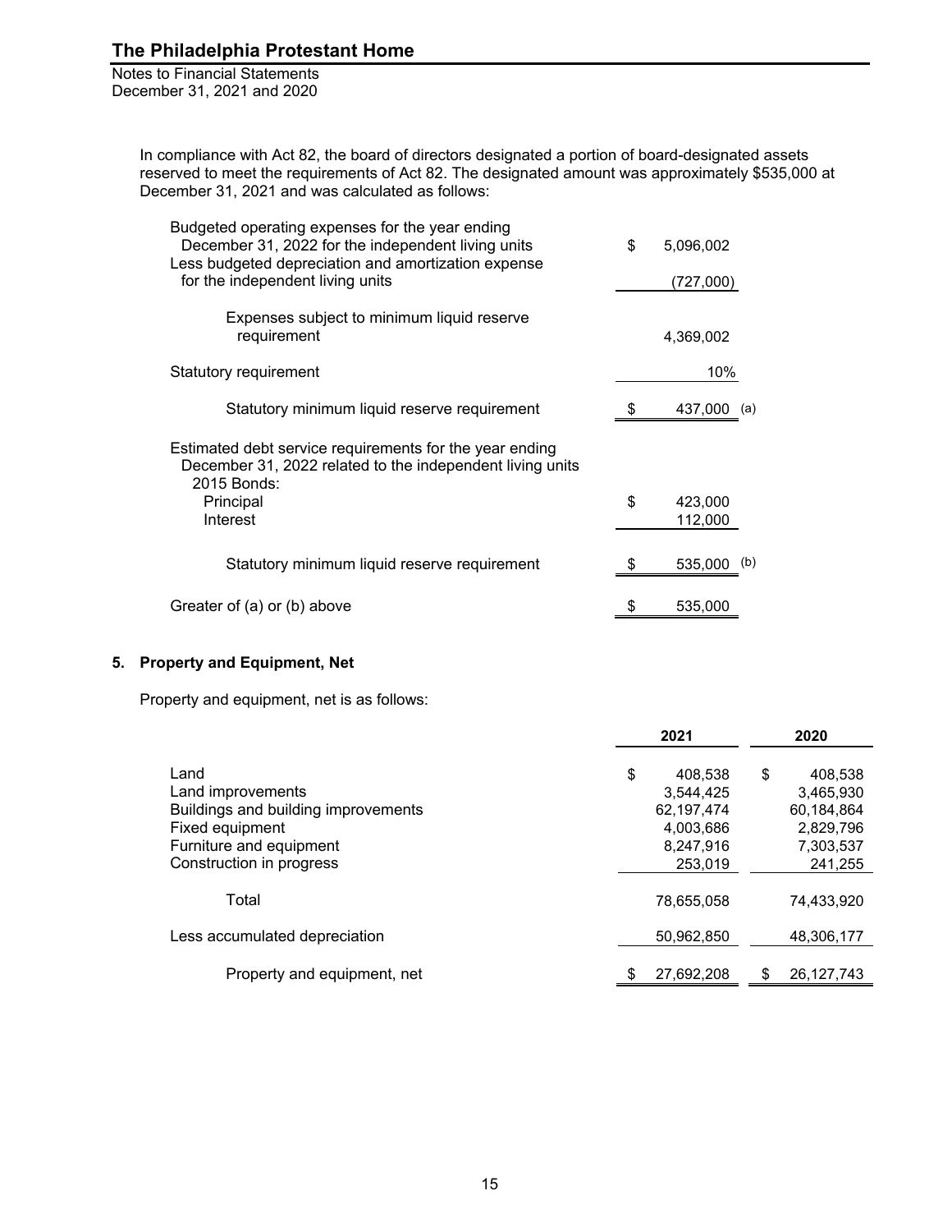In compliance with Act 82, the board of directors designated a portion of board-designated assets reserved to meet the requirements of Act 82. The designated amount was approximately $535,000 at December 31, 2021 and was calculated as follows:

| | | |
|---|---|---|
| Budgeted operating expenses for the year ending December 31, 2022 for the independent living units | $ 5,096,002 | |
| Less budgeted depreciation and amortization expense for the independent living units | (727,000) | |
| Expenses subject to minimum liquid reserve requirement | 4,369,002 | |
| Statutory requirement | 10% | |
| Statutory minimum liquid reserve requirement | $ 437,000 | (a) |
| Estimated debt service requirements for the year ending December 31, 2022 related to the independent living units | | |
| 2015 Bonds: | | |
| Principal | $ 423,000 | |
| Interest | 112,000 | |
| Statutory minimum liquid reserve requirement | $ 535,000 | (b) |
| Greater of (a) or (b) above | $ 535,000 | |

## 5. Property and Equipment, Net

Property and equipment, net is as follows:

| | 2021 | 2020 |
|---|---|---|
| Land | $ 408,538 | $ 408,538 |
| Land improvements | 3,544,425 | 3,465,930 |
| Buildings and building improvements | 62,197,474 | 60,184,864 |
| Fixed equipment | 4,003,686 | 2,829,796 |
| Furniture and equipment | 8,247,916 | 7,303,537 |
| Construction in progress | 253,019 | 241,255 |
| Total | 78,655,058 | 74,433,920 |
| Less accumulated depreciation | 50,962,850 | 48,306,177 |
| Property and equipment, net | $ 27,692,208 | $ 26,127,743 |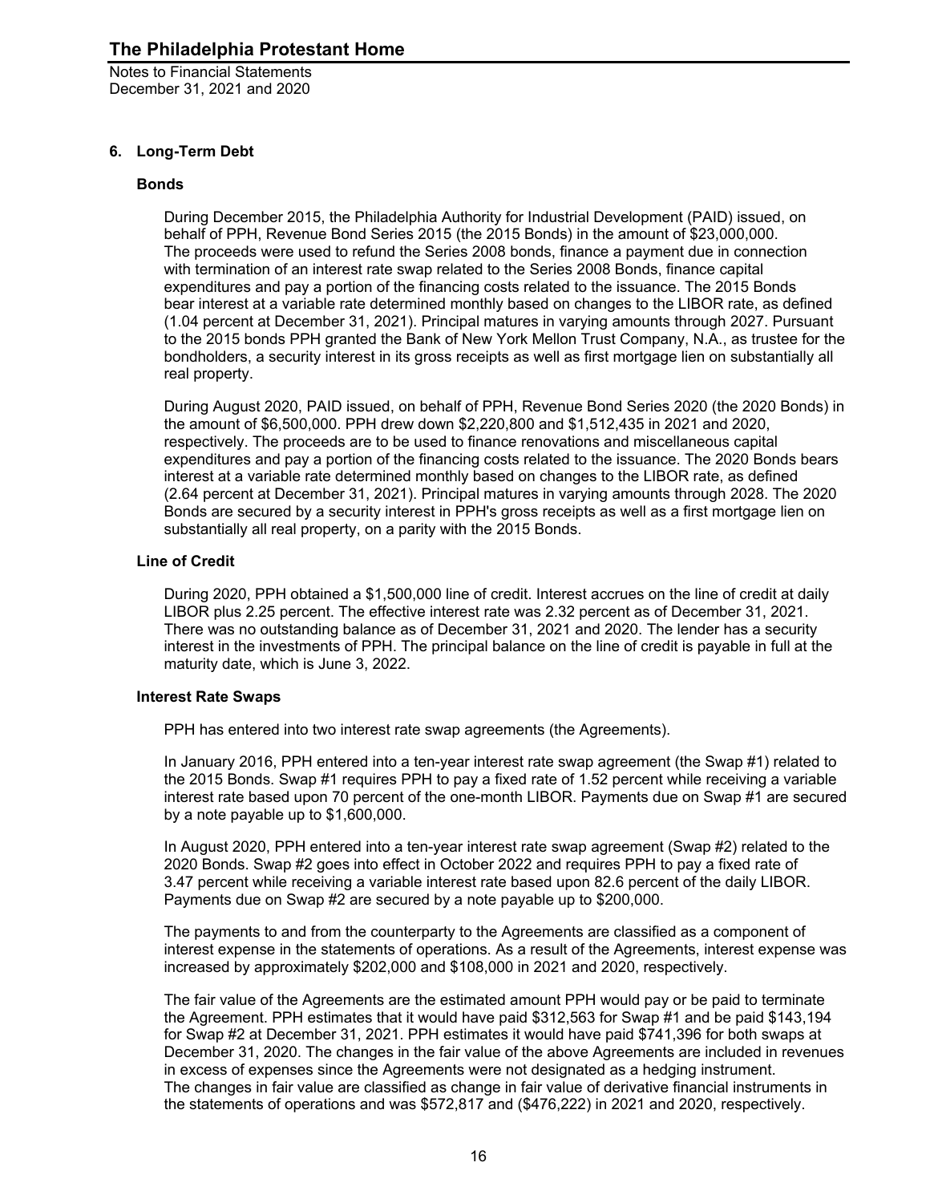## 6. Long-Term Debt

### Bonds

During December 2015, the Philadelphia Authority for Industrial Development (PAID) issued, on behalf of PPH, Revenue Bond Series 2015 (the 2015 Bonds) in the amount of $23,000,000. The proceeds were used to refund the Series 2008 bonds, finance a payment due in connection with termination of an interest rate swap related to the Series 2008 Bonds, finance capital expenditures and pay a portion of the financing costs related to the issuance. The 2015 Bonds bear interest at a variable rate determined monthly based on changes to the LIBOR rate, as defined (1.04 percent at December 31, 2021). Principal matures in varying amounts through 2027. Pursuant to the 2015 bonds PPH granted the Bank of New York Mellon Trust Company, N.A., as trustee for the bondholders, a security interest in its gross receipts as well as first mortgage lien on substantially all real property.

During August 2020, PAID issued, on behalf of PPH, Revenue Bond Series 2020 (the 2020 Bonds) in the amount of $6,500,000. PPH drew down $2,220,800 and $1,512,435 in 2021 and 2020, respectively. The proceeds are to be used to finance renovations and miscellaneous capital expenditures and pay a portion of the financing costs related to the issuance. The 2020 Bonds bears interest at a variable rate determined monthly based on changes to the LIBOR rate, as defined (2.64 percent at December 31, 2021). Principal matures in varying amounts through 2028. The 2020 Bonds are secured by a security interest in PPH's gross receipts as well as a first mortgage lien on substantially all real property, on a parity with the 2015 Bonds.

### Line of Credit

During 2020, PPH obtained a $1,500,000 line of credit. Interest accrues on the line of credit at daily LIBOR plus 2.25 percent. The effective interest rate was 2.32 percent as of December 31, 2021. There was no outstanding balance as of December 31, 2021 and 2020. The lender has a security interest in the investments of PPH. The principal balance on the line of credit is payable in full at the maturity date, which is June 3, 2022.

### Interest Rate Swaps

PPH has entered into two interest rate swap agreements (the Agreements).

In January 2016, PPH entered into a ten-year interest rate swap agreement (the Swap #1) related to the 2015 Bonds. Swap #1 requires PPH to pay a fixed rate of 1.52 percent while receiving a variable interest rate based upon 70 percent of the one-month LIBOR. Payments due on Swap #1 are secured by a note payable up to $1,600,000.

In August 2020, PPH entered into a ten-year interest rate swap agreement (Swap #2) related to the 2020 Bonds. Swap #2 goes into effect in October 2022 and requires PPH to pay a fixed rate of 3.47 percent while receiving a variable interest rate based upon 82.6 percent of the daily LIBOR. Payments due on Swap #2 are secured by a note payable up to $200,000.

The payments to and from the counterparty to the Agreements are classified as a component of interest expense in the statements of operations. As a result of the Agreements, interest expense was increased by approximately $202,000 and $108,000 in 2021 and 2020, respectively.

The fair value of the Agreements are the estimated amount PPH would pay or be paid to terminate the Agreement. PPH estimates that it would have paid $312,563 for Swap #1 and be paid $143,194 for Swap #2 at December 31, 2021. PPH estimates it would have paid $741,396 for both swaps at December 31, 2020. The changes in the fair value of the above Agreements are included in revenues in excess of expenses since the Agreements were not designated as a hedging instrument. The changes in fair value are classified as change in fair value of derivative financial instruments in the statements of operations and was $572,817 and ($476,222) in 2021 and 2020, respectively.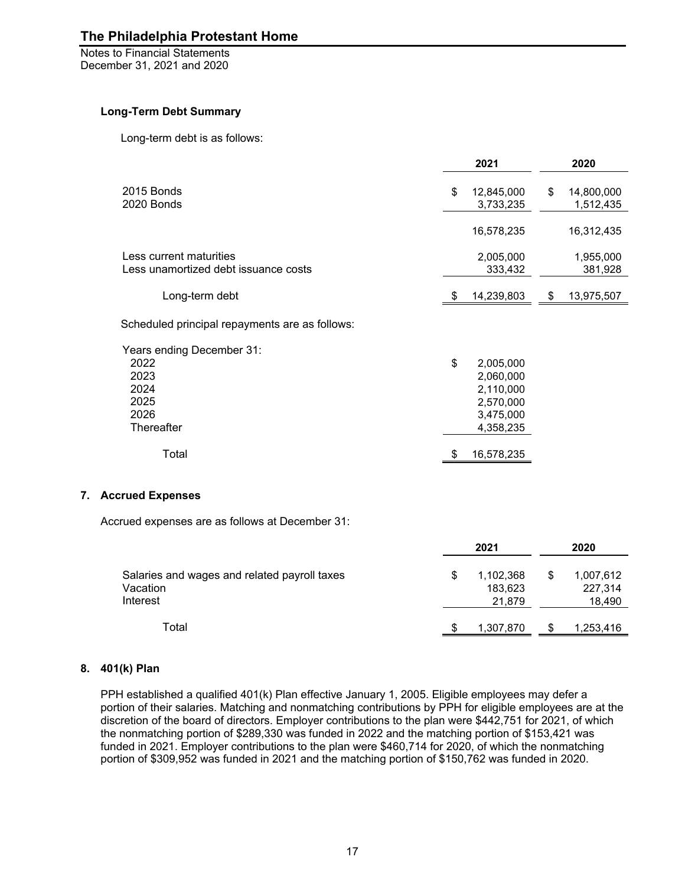### Long-Term Debt Summary

Long-term debt is as follows:

| | 2021 | 2020 |
|---|---|---|
| 2015 Bonds | $ 12,845,000 | $ 14,800,000 |
| 2020 Bonds | 3,733,235 | 1,512,435 |
| | 16,578,235 | 16,312,435 |
| Less current maturities | 2,005,000 | 1,955,000 |
| Less unamortized debt issuance costs | 333,432 | 381,928 |
| Long-term debt | $ 14,239,803 | $ 13,975,507 |

Scheduled principal repayments are as follows:

| Years ending December 31: | |
|---|---|
| 2022 | $ 2,005,000 |
| 2023 | 2,060,000 |
| 2024 | 2,110,000 |
| 2025 | 2,570,000 |
| 2026 | 3,475,000 |
| Thereafter | 4,358,235 |
| Total | $ 16,578,235 |

## 7. Accrued Expenses

Accrued expenses are as follows at December 31:

| | 2021 | 2020 |
|---|---|---|
| Salaries and wages and related payroll taxes | $ 1,102,368 | $ 1,007,612 |
| Vacation | 183,623 | 227,314 |
| Interest | 21,879 | 18,490 |
| Total | $ 1,307,870 | $ 1,253,416 |

## 8. 401(k) Plan

PPH established a qualified 401(k) Plan effective January 1, 2005. Eligible employees may defer a portion of their salaries. Matching and nonmatching contributions by PPH for eligible employees are at the discretion of the board of directors. Employer contributions to the plan were $442,751 for 2021, of which the nonmatching portion of $289,330 was funded in 2022 and the matching portion of $153,421 was funded in 2021. Employer contributions to the plan were $460,714 for 2020, of which the nonmatching portion of $309,952 was funded in 2021 and the matching portion of $150,762 was funded in 2020.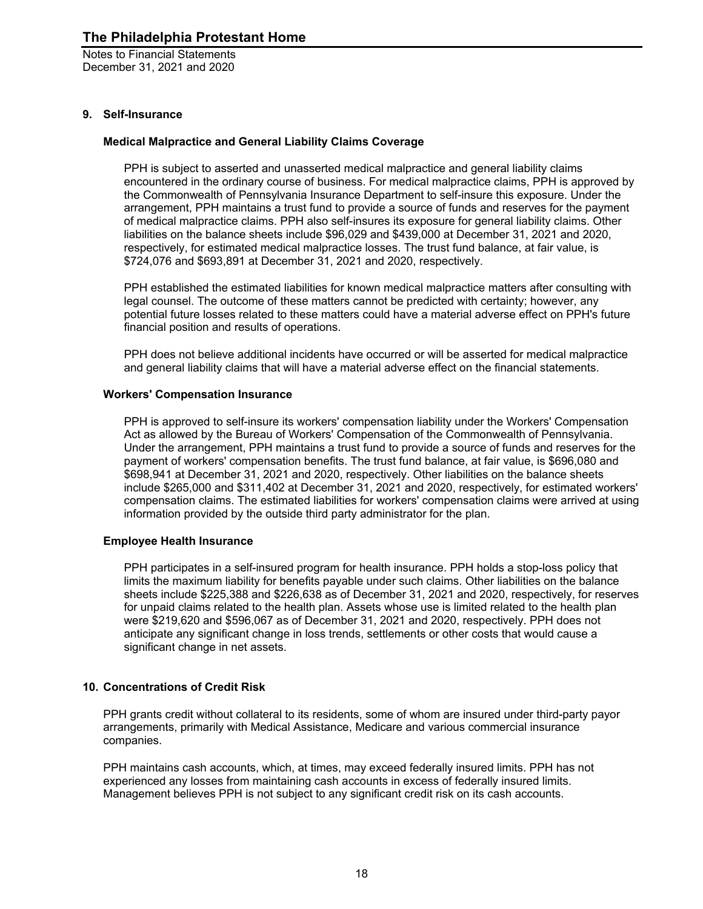## 9. Self-Insurance

### Medical Malpractice and General Liability Claims Coverage

PPH is subject to asserted and unasserted medical malpractice and general liability claims encountered in the ordinary course of business. For medical malpractice claims, PPH is approved by the Commonwealth of Pennsylvania Insurance Department to self-insure this exposure. Under the arrangement, PPH maintains a trust fund to provide a source of funds and reserves for the payment of medical malpractice claims. PPH also self-insures its exposure for general liability claims. Other liabilities on the balance sheets include $96,029 and $439,000 at December 31, 2021 and 2020, respectively, for estimated medical malpractice losses. The trust fund balance, at fair value, is $724,076 and $693,891 at December 31, 2021 and 2020, respectively.

PPH established the estimated liabilities for known medical malpractice matters after consulting with legal counsel. The outcome of these matters cannot be predicted with certainty; however, any potential future losses related to these matters could have a material adverse effect on PPH's future financial position and results of operations.

PPH does not believe additional incidents have occurred or will be asserted for medical malpractice and general liability claims that will have a material adverse effect on the financial statements.

### Workers' Compensation Insurance

PPH is approved to self-insure its workers' compensation liability under the Workers' Compensation Act as allowed by the Bureau of Workers' Compensation of the Commonwealth of Pennsylvania. Under the arrangement, PPH maintains a trust fund to provide a source of funds and reserves for the payment of workers' compensation benefits. The trust fund balance, at fair value, is $696,080 and $698,941 at December 31, 2021 and 2020, respectively. Other liabilities on the balance sheets include $265,000 and $311,402 at December 31, 2021 and 2020, respectively, for estimated workers' compensation claims. The estimated liabilities for workers' compensation claims were arrived at using information provided by the outside third party administrator for the plan.

### Employee Health Insurance

PPH participates in a self-insured program for health insurance. PPH holds a stop-loss policy that limits the maximum liability for benefits payable under such claims. Other liabilities on the balance sheets include $225,388 and $226,638 as of December 31, 2021 and 2020, respectively, for reserves for unpaid claims related to the health plan. Assets whose use is limited related to the health plan were $219,620 and $596,067 as of December 31, 2021 and 2020, respectively. PPH does not anticipate any significant change in loss trends, settlements or other costs that would cause a significant change in net assets.

## 10. Concentrations of Credit Risk

PPH grants credit without collateral to its residents, some of whom are insured under third-party payor arrangements, primarily with Medical Assistance, Medicare and various commercial insurance companies.

PPH maintains cash accounts, which, at times, may exceed federally insured limits. PPH has not experienced any losses from maintaining cash accounts in excess of federally insured limits. Management believes PPH is not subject to any significant credit risk on its cash accounts.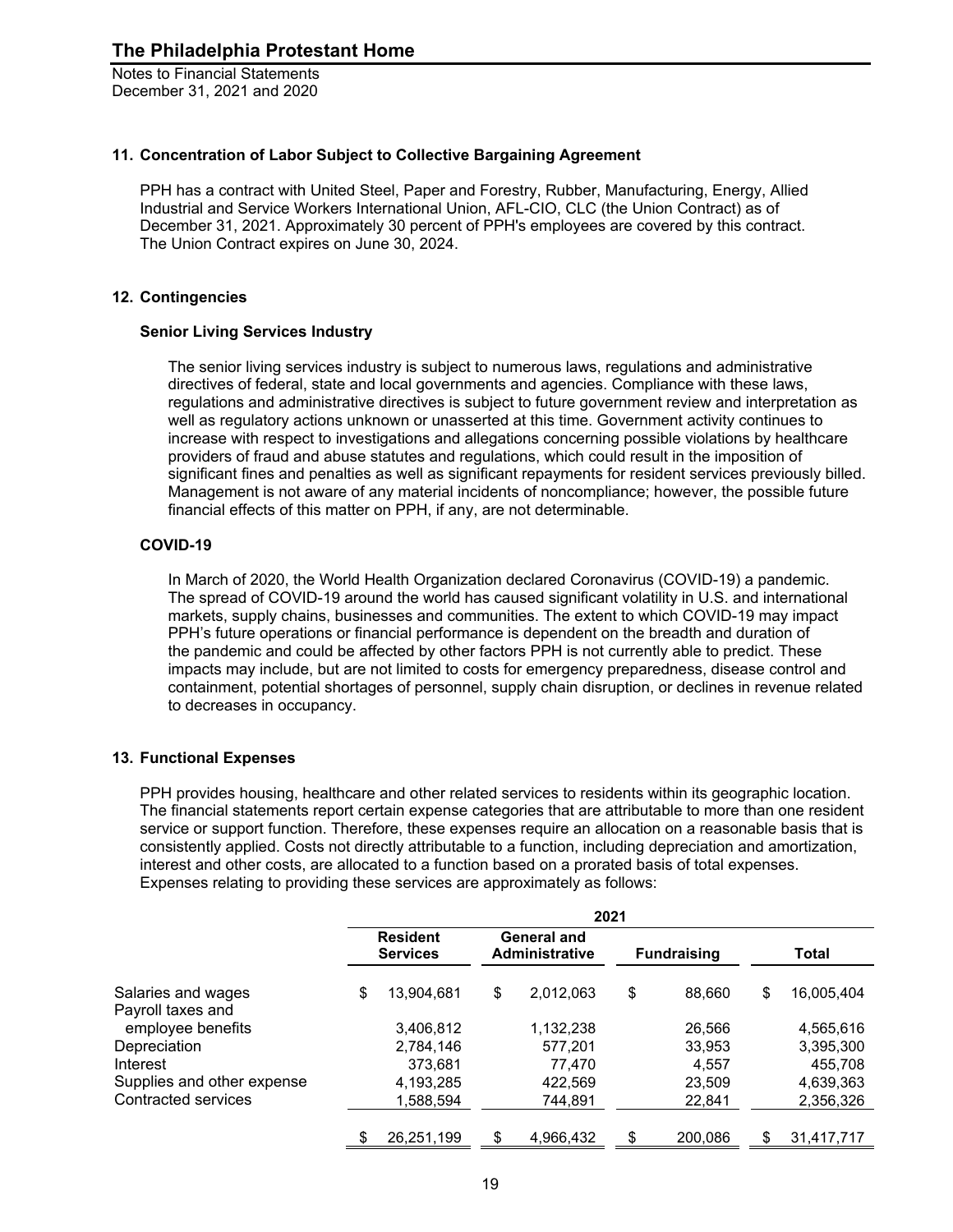# The Philadelphia Protestant Home

Notes to Financial Statements
December 31, 2021 and 2020

## 11. Concentration of Labor Subject to Collective Bargaining Agreement

PPH has a contract with United Steel, Paper and Forestry, Rubber, Manufacturing, Energy, Allied Industrial and Service Workers International Union, AFL-CIO, CLC (the Union Contract) as of December 31, 2021. Approximately 30 percent of PPH's employees are covered by this contract. The Union Contract expires on June 30, 2024.

## 12. Contingencies

### Senior Living Services Industry

The senior living services industry is subject to numerous laws, regulations and administrative directives of federal, state and local governments and agencies. Compliance with these laws, regulations and administrative directives is subject to future government review and interpretation as well as regulatory actions unknown or unasserted at this time. Government activity continues to increase with respect to investigations and allegations concerning possible violations by healthcare providers of fraud and abuse statutes and regulations, which could result in the imposition of significant fines and penalties as well as significant repayments for resident services previously billed. Management is not aware of any material incidents of noncompliance; however, the possible future financial effects of this matter on PPH, if any, are not determinable.

### COVID-19

In March of 2020, the World Health Organization declared Coronavirus (COVID-19) a pandemic. The spread of COVID-19 around the world has caused significant volatility in U.S. and international markets, supply chains, businesses and communities. The extent to which COVID-19 may impact PPH's future operations or financial performance is dependent on the breadth and duration of the pandemic and could be affected by other factors PPH is not currently able to predict. These impacts may include, but are not limited to costs for emergency preparedness, disease control and containment, potential shortages of personnel, supply chain disruption, or declines in revenue related to decreases in occupancy.

## 13. Functional Expenses

PPH provides housing, healthcare and other related services to residents within its geographic location. The financial statements report certain expense categories that are attributable to more than one resident service or support function. Therefore, these expenses require an allocation on a reasonable basis that is consistently applied. Costs not directly attributable to a function, including depreciation and amortization, interest and other costs, are allocated to a function based on a prorated basis of total expenses. Expenses relating to providing these services are approximately as follows:

| | 2021 | | | |
|---|---|---|---|---|
| | Resident Services | General and Administrative | Fundraising | Total |
| Salaries and wages | $ 13,904,681 | $ 2,012,063 | $ 88,660 | $ 16,005,404 |
| Payroll taxes and employee benefits | 3,406,812 | 1,132,238 | 26,566 | 4,565,616 |
| Depreciation | 2,784,146 | 577,201 | 33,953 | 3,395,300 |
| Interest | 373,681 | 77,470 | 4,557 | 455,708 |
| Supplies and other expense | 4,193,285 | 422,569 | 23,509 | 4,639,363 |
| Contracted services | 1,588,594 | 744,891 | 22,841 | 2,356,326 |
| | $ 26,251,199 | $ 4,966,432 | $ 200,086 | $ 31,417,717 |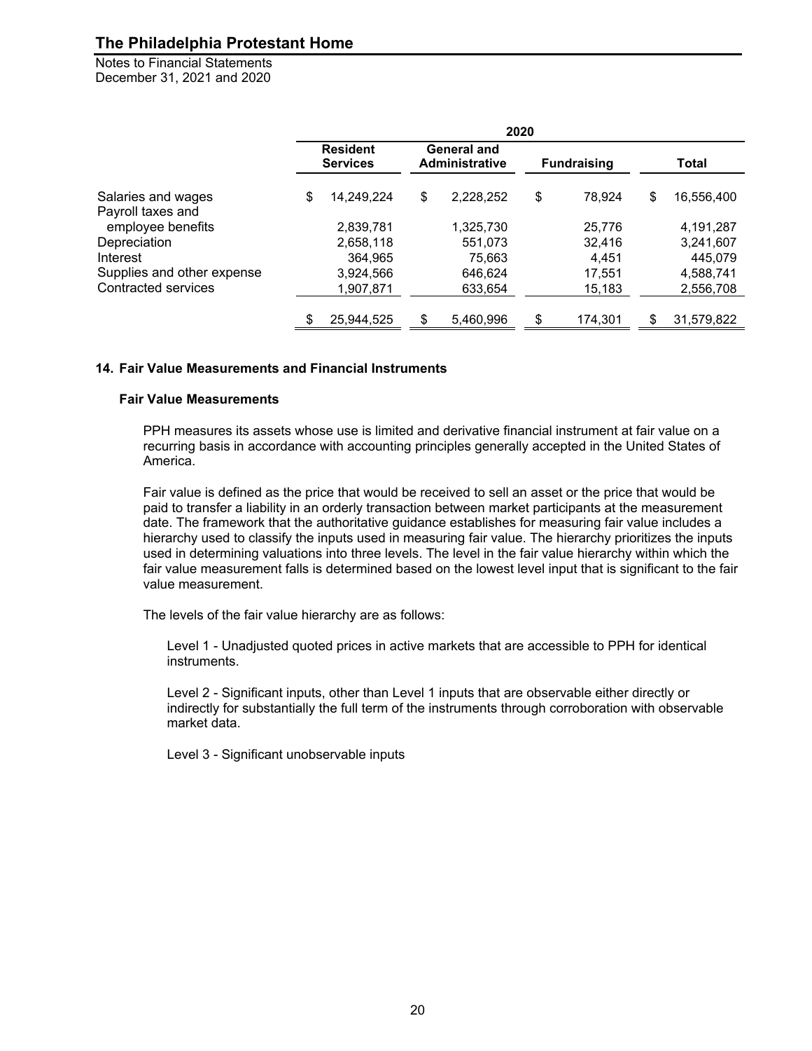| | 2020 | | | |
|---|---|---|---|---|
| | Resident Services | General and Administrative | Fundraising | Total |
| Salaries and wages | $ 14,249,224 | $ 2,228,252 | $ 78,924 | $ 16,556,400 |
| Payroll taxes and employee benefits | 2,839,781 | 1,325,730 | 25,776 | 4,191,287 |
| Depreciation | 2,658,118 | 551,073 | 32,416 | 3,241,607 |
| Interest | 364,965 | 75,663 | 4,451 | 445,079 |
| Supplies and other expense | 3,924,566 | 646,624 | 17,551 | 4,588,741 |
| Contracted services | 1,907,871 | 633,654 | 15,183 | 2,556,708 |
| | $ 25,944,525 | $ 5,460,996 | $ 174,301 | $ 31,579,822 |

## 14. Fair Value Measurements and Financial Instruments

### Fair Value Measurements

PPH measures its assets whose use is limited and derivative financial instrument at fair value on a recurring basis in accordance with accounting principles generally accepted in the United States of America.

Fair value is defined as the price that would be received to sell an asset or the price that would be paid to transfer a liability in an orderly transaction between market participants at the measurement date. The framework that the authoritative guidance establishes for measuring fair value includes a hierarchy used to classify the inputs used in measuring fair value. The hierarchy prioritizes the inputs used in determining valuations into three levels. The level in the fair value hierarchy within which the fair value measurement falls is determined based on the lowest level input that is significant to the fair value measurement.

The levels of the fair value hierarchy are as follows:

Level 1 - Unadjusted quoted prices in active markets that are accessible to PPH for identical instruments.

Level 2 - Significant inputs, other than Level 1 inputs that are observable either directly or indirectly for substantially the full term of the instruments through corroboration with observable market data.

Level 3 - Significant unobservable inputs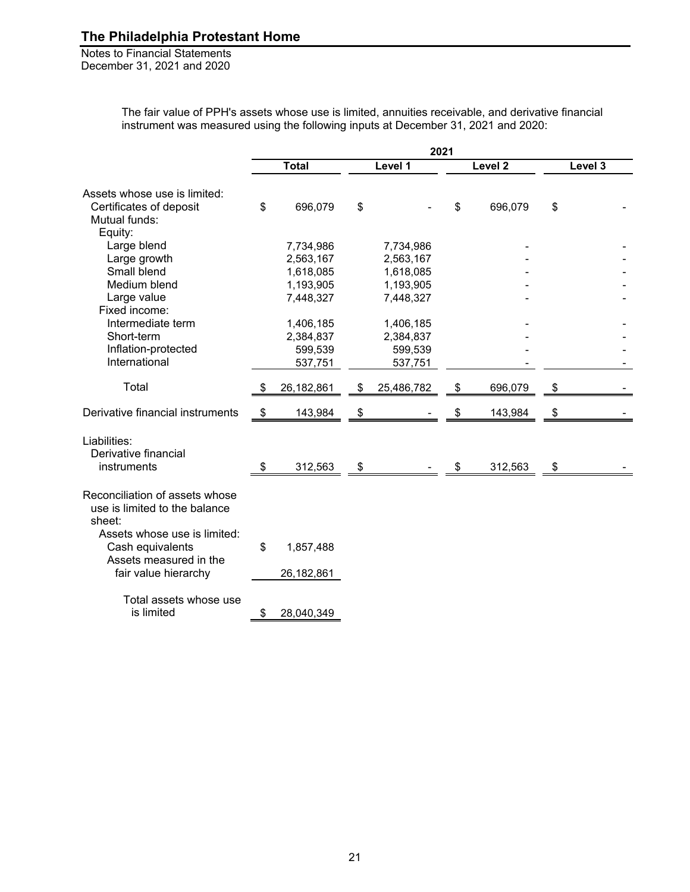The fair value of PPH's assets whose use is limited, annuities receivable, and derivative financial instrument was measured using the following inputs at December 31, 2021 and 2020:

| | 2021 | | | |
|---|---|---|---|---|
| | **Total** | **Level 1** | **Level 2** | **Level 3** |
| Assets whose use is limited: | | | | |
| Certificates of deposit | $ 696,079 | $ - | $ 696,079 | $ - |
| Mutual funds: | | | | |
| Equity: | | | | |
| Large blend | 7,734,986 | 7,734,986 | - | - |
| Large growth | 2,563,167 | 2,563,167 | - | - |
| Small blend | 1,618,085 | 1,618,085 | - | - |
| Medium blend | 1,193,905 | 1,193,905 | - | - |
| Large value | 7,448,327 | 7,448,327 | - | - |
| Fixed income: | | | | |
| Intermediate term | 1,406,185 | 1,406,185 | - | - |
| Short-term | 2,384,837 | 2,384,837 | - | - |
| Inflation-protected | 599,539 | 599,539 | - | - |
| International | 537,751 | 537,751 | - | - |
| Total | $ 26,182,861 | $ 25,486,782 | $ 696,079 | $ - |
| Derivative financial instruments | $ 143,984 | $ - | $ 143,984 | $ - |
| Liabilities: | | | | |
| Derivative financial instruments | $ 312,563 | $ - | $ 312,563 | $ - |
| Reconciliation of assets whose use is limited to the balance sheet: | | | | |
| Assets whose use is limited: | | | | |
| Cash equivalents | $ 1,857,488 | | | |
| Assets measured in the fair value hierarchy | 26,182,861 | | | |
| Total assets whose use is limited | $ 28,040,349 | | | |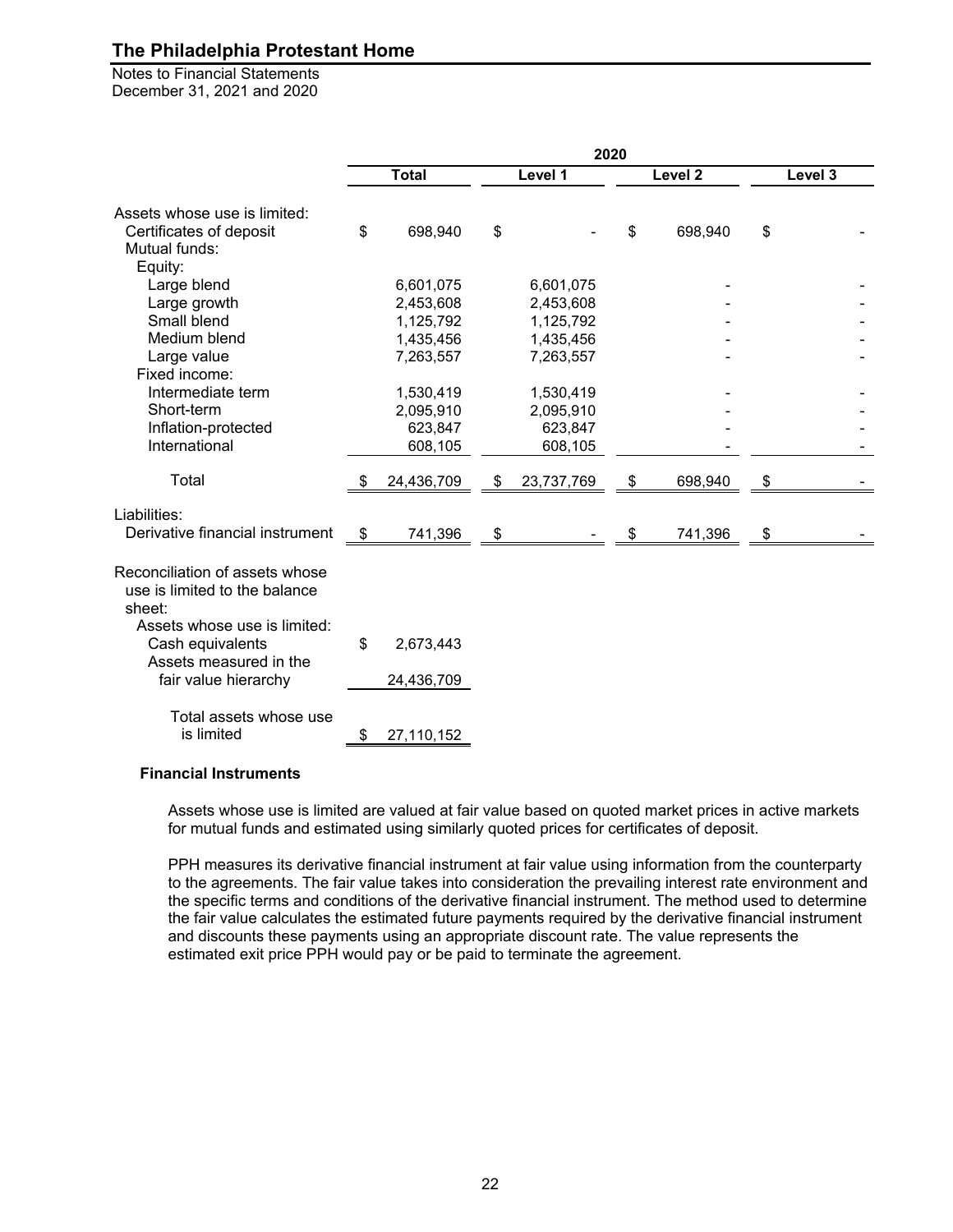| | 2020 | | | |
|---|---|---|---|---|
| | **Total** | **Level 1** | **Level 2** | **Level 3** |
| Assets whose use is limited: | | | | |
| Certificates of deposit | $ 698,940 | $ - | $ 698,940 | $ - |
| Mutual funds: | | | | |
| Equity: | | | | |
| Large blend | 6,601,075 | 6,601,075 | - | - |
| Large growth | 2,453,608 | 2,453,608 | - | - |
| Small blend | 1,125,792 | 1,125,792 | - | - |
| Medium blend | 1,435,456 | 1,435,456 | - | - |
| Large value | 7,263,557 | 7,263,557 | - | - |
| Fixed income: | | | | |
| Intermediate term | 1,530,419 | 1,530,419 | - | - |
| Short-term | 2,095,910 | 2,095,910 | - | - |
| Inflation-protected | 623,847 | 623,847 | - | - |
| International | 608,105 | 608,105 | - | - |
| Total | $ 24,436,709 | $ 23,737,769 | $ 698,940 | $ - |
| Liabilities: | | | | |
| Derivative financial instrument | $ 741,396 | $ - | $ 741,396 | $ - |

| Reconciliation of assets whose use is limited to the balance sheet: | |
|---|---|
| Assets whose use is limited: | |
| Cash equivalents | $ 2,673,443 |
| Assets measured in the fair value hierarchy | 24,436,709 |
| Total assets whose use is limited | $ 27,110,152 |

**Financial Instruments**

Assets whose use is limited are valued at fair value based on quoted market prices in active markets for mutual funds and estimated using similarly quoted prices for certificates of deposit.

PPH measures its derivative financial instrument at fair value using information from the counterparty to the agreements. The fair value takes into consideration the prevailing interest rate environment and the specific terms and conditions of the derivative financial instrument. The method used to determine the fair value calculates the estimated future payments required by the derivative financial instrument and discounts these payments using an appropriate discount rate. The value represents the estimated exit price PPH would pay or be paid to terminate the agreement.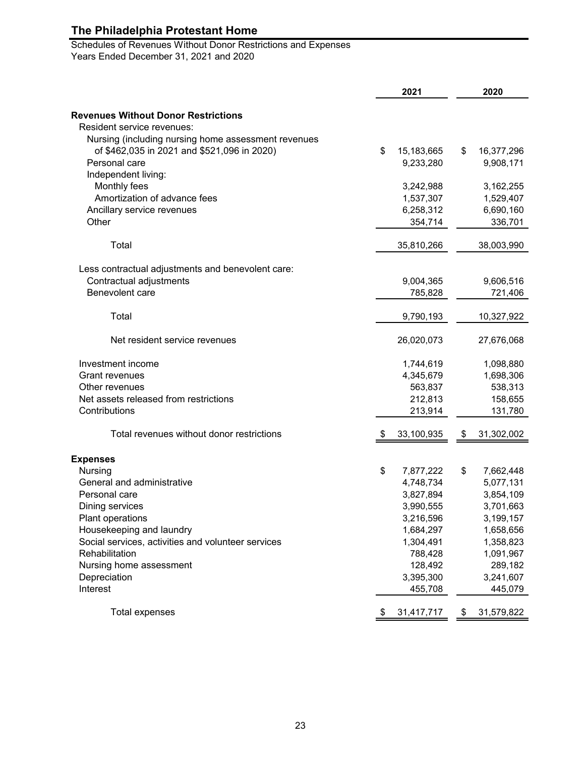# The Philadelphia Protestant Home

Schedules of Revenues Without Donor Restrictions and Expenses
Years Ended December 31, 2021 and 2020

| | 2021 | 2020 |
|---|---|---|
| **Revenues Without Donor Restrictions** | | |
| Resident service revenues: | | |
| Nursing (including nursing home assessment revenues of $462,035 in 2021 and $521,096 in 2020) | $ 15,183,665 | $ 16,377,296 |
| Personal care | 9,233,280 | 9,908,171 |
| Independent living: | | |
| Monthly fees | 3,242,988 | 3,162,255 |
| Amortization of advance fees | 1,537,307 | 1,529,407 |
| Ancillary service revenues | 6,258,312 | 6,690,160 |
| Other | 354,714 | 336,701 |
| Total | 35,810,266 | 38,003,990 |
| Less contractual adjustments and benevolent care: | | |
| Contractual adjustments | 9,004,365 | 9,606,516 |
| Benevolent care | 785,828 | 721,406 |
| Total | 9,790,193 | 10,327,922 |
| Net resident service revenues | 26,020,073 | 27,676,068 |
| Investment income | 1,744,619 | 1,098,880 |
| Grant revenues | 4,345,679 | 1,698,306 |
| Other revenues | 563,837 | 538,313 |
| Net assets released from restrictions | 212,813 | 158,655 |
| Contributions | 213,914 | 131,780 |
| Total revenues without donor restrictions | $ 33,100,935 | $ 31,302,002 |
| **Expenses** | | |
| Nursing | $ 7,877,222 | $ 7,662,448 |
| General and administrative | 4,748,734 | 5,077,131 |
| Personal care | 3,827,894 | 3,854,109 |
| Dining services | 3,990,555 | 3,701,663 |
| Plant operations | 3,216,596 | 3,199,157 |
| Housekeeping and laundry | 1,684,297 | 1,658,656 |
| Social services, activities and volunteer services | 1,304,491 | 1,358,823 |
| Rehabilitation | 788,428 | 1,091,967 |
| Nursing home assessment | 128,492 | 289,182 |
| Depreciation | 3,395,300 | 3,241,607 |
| Interest | 455,708 | 445,079 |
| Total expenses | $ 31,417,717 | $ 31,579,822 |